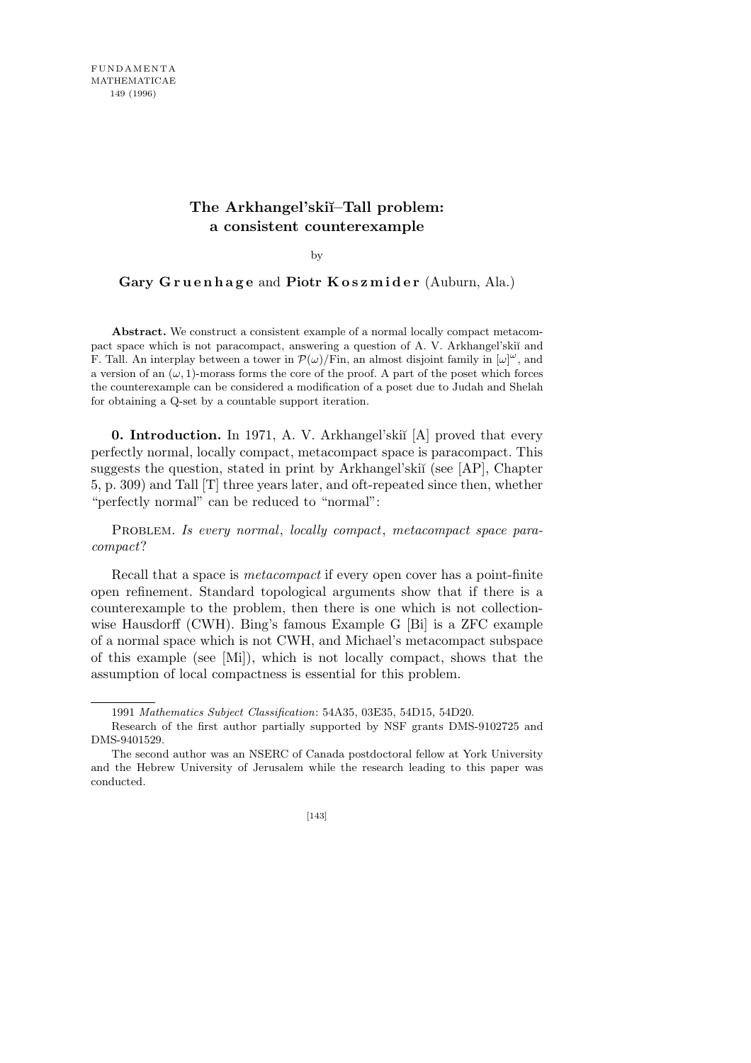# The Arkhangel'skiĭ–Tall problem: a consistent counterexample

by

**Gary Gruenhage** and **Piotr Koszmider** (Auburn, Ala.)

**Abstract.** We construct a consistent example of a normal locally compact metacompact space which is not paracompact, answering a question of A. V. Arkhangel'skiĭ and F. Tall. An interplay between a tower in $\mathcal{P}(\omega)/\mathrm{Fin}$, an almost disjoint family in $[\omega]^\omega$, and a version of an $(\omega, 1)$-morass forms the core of the proof. A part of the poset which forces the counterexample can be considered a modification of a poset due to Judah and Shelah for obtaining a Q-set by a countable support iteration.

**0. Introduction.** In 1971, A. V. Arkhangel'skiĭ [A] proved that every perfectly normal, locally compact, metacompact space is paracompact. This suggests the question, stated in print by Arkhangel'skiĭ (see [AP], Chapter 5, p. 309) and Tall [T] three years later, and oft-repeated since then, whether "perfectly normal" can be reduced to "normal":

Problem. *Is every normal*, *locally compact*, *metacompact space paracompact*?

Recall that a space is *metacompact* if every open cover has a point-finite open refinement. Standard topological arguments show that if there is a counterexample to the problem, then there is one which is not collectionwise Hausdorff (CWH). Bing's famous Example G [Bi] is a ZFC example of a normal space which is not CWH, and Michael's metacompact subspace of this example (see [Mi]), which is not locally compact, shows that the assumption of local compactness is essential for this problem.

---

1991 *Mathematics Subject Classification*: 54A35, 03E35, 54D15, 54D20.

Research of the first author partially supported by NSF grants DMS-9102725 and DMS-9401529.

The second author was an NSERC of Canada postdoctoral fellow at York University and the Hebrew University of Jerusalem while the research leading to this paper was conducted.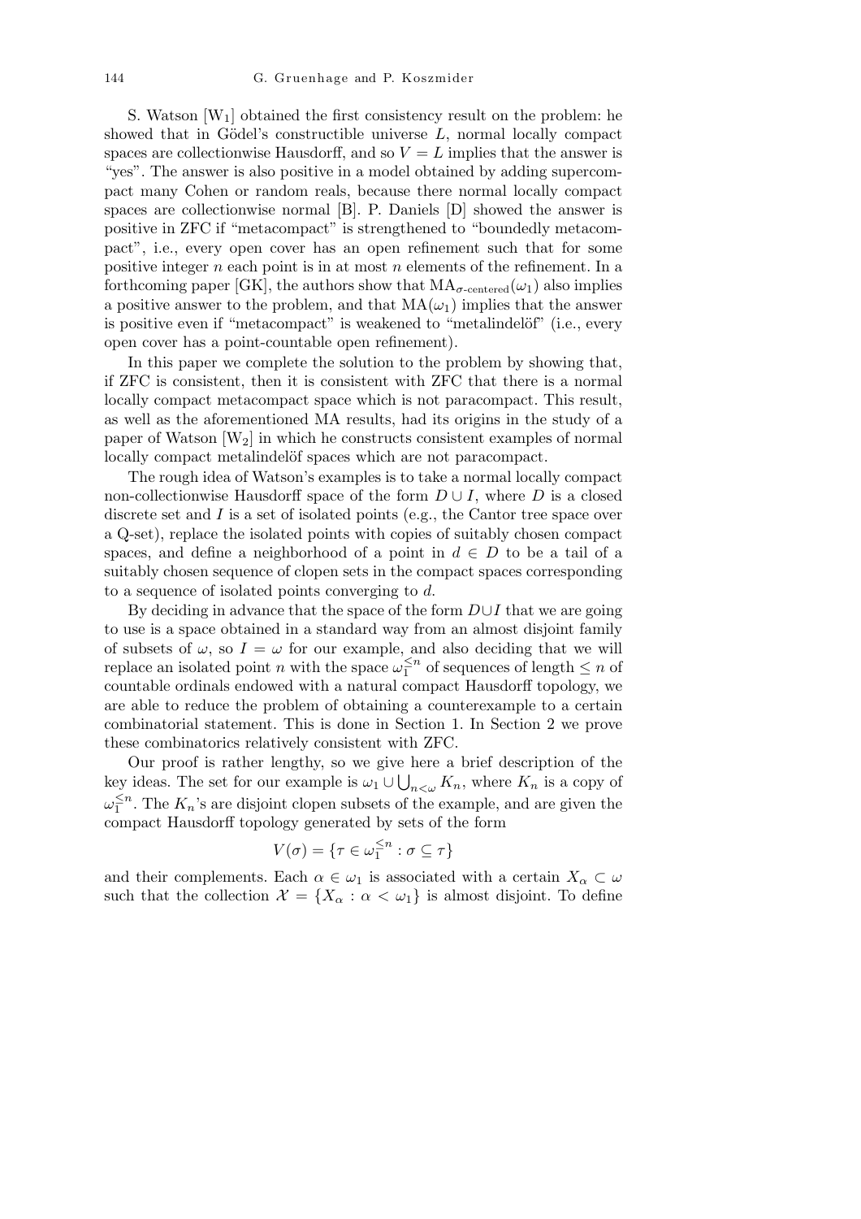S. Watson [W₁] obtained the first consistency result on the problem: he showed that in Gödel's constructible universe $L$, normal locally compact spaces are collectionwise Hausdorff, and so $V = L$ implies that the answer is "yes". The answer is also positive in a model obtained by adding supercompact many Cohen or random reals, because there normal locally compact spaces are collectionwise normal [B]. P. Daniels [D] showed the answer is positive in ZFC if "metacompact" is strengthened to "boundedly metacompact", i.e., every open cover has an open refinement such that for some positive integer $n$ each point is in at most $n$ elements of the refinement. In a forthcoming paper [GK], the authors show that $\mathrm{MA}_{\sigma\text{-centered}}(\omega_1)$ also implies a positive answer to the problem, and that $\mathrm{MA}(\omega_1)$ implies that the answer is positive even if "metacompact" is weakened to "metalindelöf" (i.e., every open cover has a point-countable open refinement).

In this paper we complete the solution to the problem by showing that, if ZFC is consistent, then it is consistent with ZFC that there is a normal locally compact metacompact space which is not paracompact. This result, as well as the aforementioned MA results, had its origins in the study of a paper of Watson [W₂] in which he constructs consistent examples of normal locally compact metalindelöf spaces which are not paracompact.

The rough idea of Watson's examples is to take a normal locally compact non-collectionwise Hausdorff space of the form $D \cup I$, where $D$ is a closed discrete set and $I$ is a set of isolated points (e.g., the Cantor tree space over a Q-set), replace the isolated points with copies of suitably chosen compact spaces, and define a neighborhood of a point in $d \in D$ to be a tail of a suitably chosen sequence of clopen sets in the compact spaces corresponding to a sequence of isolated points converging to $d$.

By deciding in advance that the space of the form $D \cup I$ that we are going to use is a space obtained in a standard way from an almost disjoint family of subsets of $\omega$, so $I = \omega$ for our example, and also deciding that we will replace an isolated point $n$ with the space $\omega_1^{\leq n}$ of sequences of length $\leq n$ of countable ordinals endowed with a natural compact Hausdorff topology, we are able to reduce the problem of obtaining a counterexample to a certain combinatorial statement. This is done in Section 1. In Section 2 we prove these combinatorics relatively consistent with ZFC.

Our proof is rather lengthy, so we give here a brief description of the key ideas. The set for our example is $\omega_1 \cup \bigcup_{n<\omega} K_n$, where $K_n$ is a copy of $\omega_1^{\leq n}$. The $K_n$'s are disjoint clopen subsets of the example, and are given the compact Hausdorff topology generated by sets of the form

$$V(\sigma) = \{\tau \in \omega_1^{\leq n} : \sigma \subseteq \tau\}$$

and their complements. Each $\alpha \in \omega_1$ is associated with a certain $X_\alpha \subset \omega$ such that the collection $\mathcal{X} = \{X_\alpha : \alpha < \omega_1\}$ is almost disjoint. To define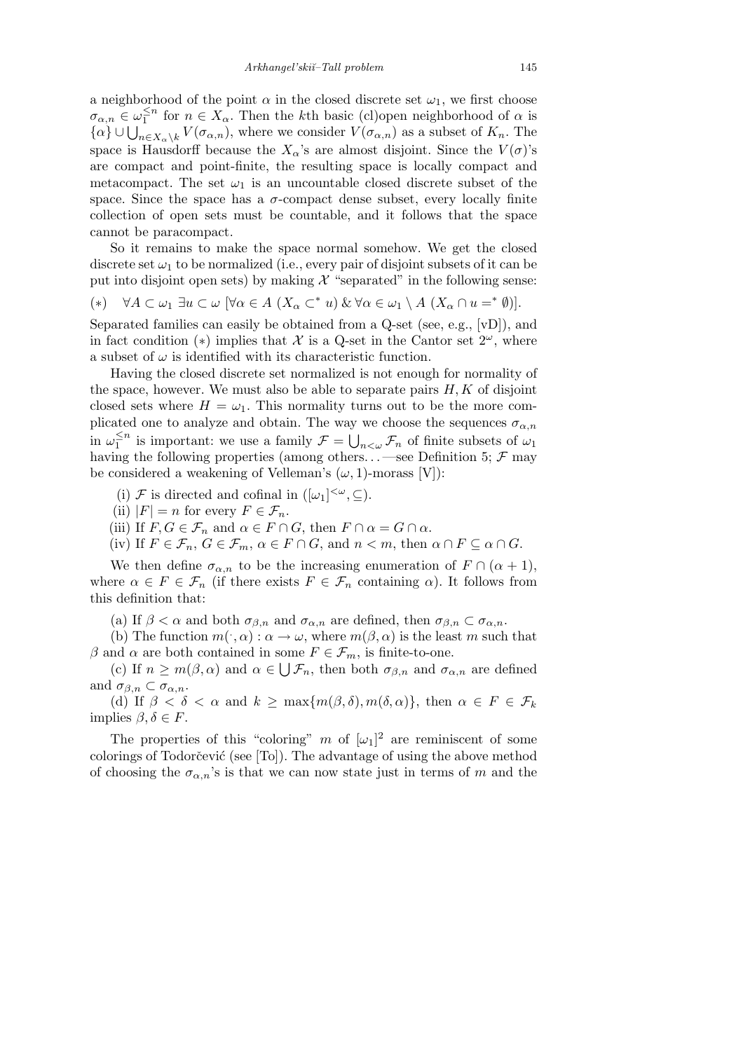a neighborhood of the point $\alpha$ in the closed discrete set $\omega_1$, we first choose $\sigma_{\alpha,n} \in \omega_1^{\leq n}$ for $n \in X_\alpha$. Then the $k$th basic (cl)open neighborhood of $\alpha$ is $\{\alpha\} \cup \bigcup_{n \in X_\alpha \setminus k} V(\sigma_{\alpha,n})$, where we consider $V(\sigma_{\alpha,n})$ as a subset of $K_n$. The space is Hausdorff because the $X_\alpha$'s are almost disjoint. Since the $V(\sigma)$'s are compact and point-finite, the resulting space is locally compact and metacompact. The set $\omega_1$ is an uncountable closed discrete subset of the space. Since the space has a $\sigma$-compact dense subset, every locally finite collection of open sets must be countable, and it follows that the space cannot be paracompact.

So it remains to make the space normal somehow. We get the closed discrete set $\omega_1$ to be normalized (i.e., every pair of disjoint subsets of it can be put into disjoint open sets) by making $\mathcal{X}$ "separated" in the following sense:

$$(*) \quad \forall A \subset \omega_1 \ \exists u \subset \omega \ [\forall \alpha \in A \ (X_\alpha \subset^* u) \ \& \ \forall \alpha \in \omega_1 \setminus A \ (X_\alpha \cap u =^* \emptyset)].$$

Separated families can easily be obtained from a Q-set (see, e.g., [vD]), and in fact condition $(*)$ implies that $\mathcal{X}$ is a Q-set in the Cantor set $2^\omega$, where a subset of $\omega$ is identified with its characteristic function.

Having the closed discrete set normalized is not enough for normality of the space, however. We must also be able to separate pairs $H, K$ of disjoint closed sets where $H = \omega_1$. This normality turns out to be the more complicated one to analyze and obtain. The way we choose the sequences $\sigma_{\alpha,n}$ in $\omega_1^{\leq n}$ is important: we use a family $\mathcal{F} = \bigcup_{n<\omega} \mathcal{F}_n$ of finite subsets of $\omega_1$ having the following properties (among others. . . —see Definition 5; $\mathcal{F}$ may be considered a weakening of Velleman's $(\omega, 1)$-morass [V]):

(i) $\mathcal{F}$ is directed and cofinal in $([\omega_1]^{<\omega}, \subseteq)$.

(ii) $|F| = n$ for every $F \in \mathcal{F}_n$.

(iii) If $F, G \in \mathcal{F}_n$ and $\alpha \in F \cap G$, then $F \cap \alpha = G \cap \alpha$.

(iv) If $F \in \mathcal{F}_n$, $G \in \mathcal{F}_m$, $\alpha \in F \cap G$, and $n < m$, then $\alpha \cap F \subseteq \alpha \cap G$.

We then define $\sigma_{\alpha,n}$ to be the increasing enumeration of $F \cap (\alpha + 1)$, where $\alpha \in F \in \mathcal{F}_n$ (if there exists $F \in \mathcal{F}_n$ containing $\alpha$). It follows from this definition that:

(a) If $\beta < \alpha$ and both $\sigma_{\beta,n}$ and $\sigma_{\alpha,n}$ are defined, then $\sigma_{\beta,n} \subset \sigma_{\alpha,n}$.

(b) The function $m(\cdot, \alpha) : \alpha \to \omega$, where $m(\beta, \alpha)$ is the least $m$ such that $\beta$ and $\alpha$ are both contained in some $F \in \mathcal{F}_m$, is finite-to-one.

(c) If $n \geq m(\beta, \alpha)$ and $\alpha \in \bigcup \mathcal{F}_n$, then both $\sigma_{\beta,n}$ and $\sigma_{\alpha,n}$ are defined and $\sigma_{\beta,n} \subset \sigma_{\alpha,n}$.

(d) If $\beta < \delta < \alpha$ and $k \geq \max\{m(\beta, \delta), m(\delta, \alpha)\}$, then $\alpha \in F \in \mathcal{F}_k$ implies $\beta, \delta \in F$.

The properties of this "coloring" $m$ of $[\omega_1]^2$ are reminiscent of some colorings of Todorčević (see [To]). The advantage of using the above method of choosing the $\sigma_{\alpha,n}$'s is that we can now state just in terms of $m$ and the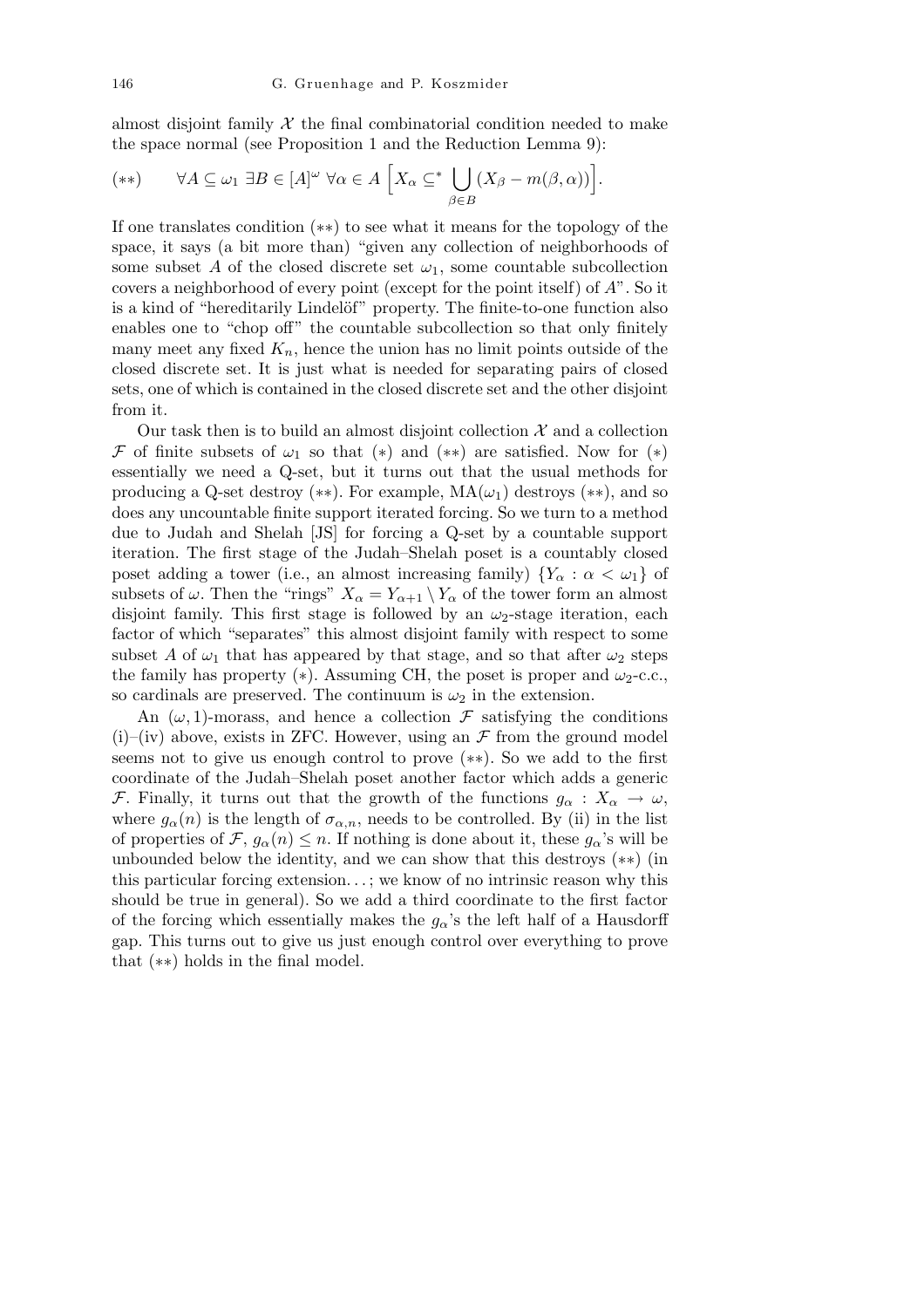almost disjoint family $\mathcal{X}$ the final combinatorial condition needed to make the space normal (see Proposition 1 and the Reduction Lemma 9):

$$(**)\qquad \forall A \subseteq \omega_1\ \exists B \in [A]^\omega\ \forall \alpha \in A\ \Big[X_\alpha \subseteq^* \bigcup_{\beta \in B} (X_\beta - m(\beta, \alpha))\Big].$$

If one translates condition $(**)$ to see what it means for the topology of the space, it says (a bit more than) "given any collection of neighborhoods of some subset $A$ of the closed discrete set $\omega_1$, some countable subcollection covers a neighborhood of every point (except for the point itself) of $A$". So it is a kind of "hereditarily Lindelöf" property. The finite-to-one function also enables one to "chop off" the countable subcollection so that only finitely many meet any fixed $K_n$, hence the union has no limit points outside of the closed discrete set. It is just what is needed for separating pairs of closed sets, one of which is contained in the closed discrete set and the other disjoint from it.

Our task then is to build an almost disjoint collection $\mathcal{X}$ and a collection $\mathcal{F}$ of finite subsets of $\omega_1$ so that $(*)$ and $(**)$ are satisfied. Now for $(*)$ essentially we need a Q-set, but it turns out that the usual methods for producing a Q-set destroy $(**)$. For example, $\mathrm{MA}(\omega_1)$ destroys $(**)$, and so does any uncountable finite support iterated forcing. So we turn to a method due to Judah and Shelah [JS] for forcing a Q-set by a countable support iteration. The first stage of the Judah–Shelah poset is a countably closed poset adding a tower (i.e., an almost increasing family) $\{Y_\alpha : \alpha < \omega_1\}$ of subsets of $\omega$. Then the "rings" $X_\alpha = Y_{\alpha+1} \setminus Y_\alpha$ of the tower form an almost disjoint family. This first stage is followed by an $\omega_2$-stage iteration, each factor of which "separates" this almost disjoint family with respect to some subset $A$ of $\omega_1$ that has appeared by that stage, and so that after $\omega_2$ steps the family has property $(*)$. Assuming CH, the poset is proper and $\omega_2$-c.c., so cardinals are preserved. The continuum is $\omega_2$ in the extension.

An $(\omega, 1)$-morass, and hence a collection $\mathcal{F}$ satisfying the conditions (i)–(iv) above, exists in ZFC. However, using an $\mathcal{F}$ from the ground model seems not to give us enough control to prove $(**)$. So we add to the first coordinate of the Judah–Shelah poset another factor which adds a generic $\mathcal{F}$. Finally, it turns out that the growth of the functions $g_\alpha : X_\alpha \to \omega$, where $g_\alpha(n)$ is the length of $\sigma_{\alpha,n}$, needs to be controlled. By (ii) in the list of properties of $\mathcal{F}$, $g_\alpha(n) \le n$. If nothing is done about it, these $g_\alpha$'s will be unbounded below the identity, and we can show that this destroys $(**)$ (in this particular forcing extension...; we know of no intrinsic reason why this should be true in general). So we add a third coordinate to the first factor of the forcing which essentially makes the $g_\alpha$'s the left half of a Hausdorff gap. This turns out to give us just enough control over everything to prove that $(**)$ holds in the final model.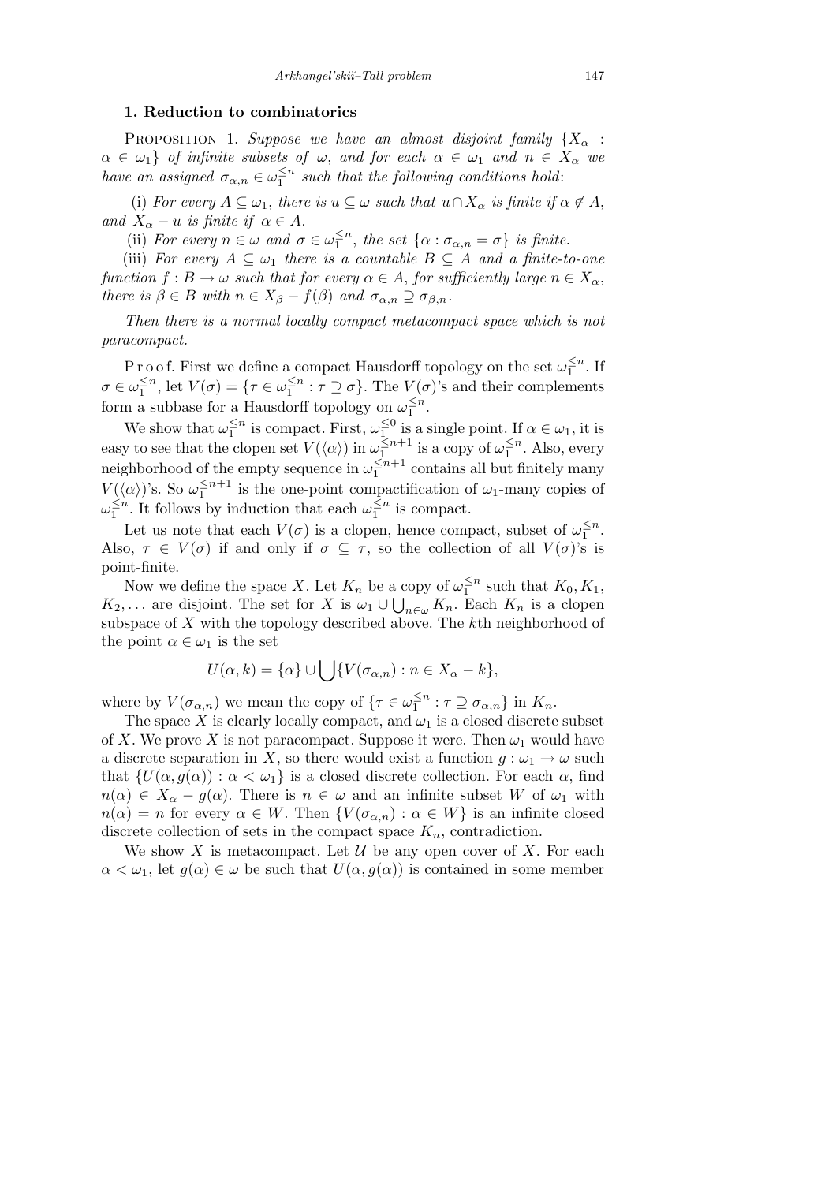## 1. Reduction to combinatorics

PROPOSITION 1. *Suppose we have an almost disjoint family* $\{X_\alpha : \alpha \in \omega_1\}$ *of infinite subsets of* $\omega$, *and for each* $\alpha \in \omega_1$ *and* $n \in X_\alpha$ *we have an assigned* $\sigma_{\alpha,n} \in \omega_1^{\leq n}$ *such that the following conditions hold*:

(i) *For every* $A \subseteq \omega_1$, *there is* $u \subseteq \omega$ *such that* $u \cap X_\alpha$ *is finite if* $\alpha \notin A$, *and* $X_\alpha - u$ *is finite if* $\alpha \in A$.

(ii) *For every* $n \in \omega$ *and* $\sigma \in \omega_1^{\leq n}$, *the set* $\{\alpha : \sigma_{\alpha,n} = \sigma\}$ *is finite.*

(iii) *For every* $A \subseteq \omega_1$ *there is a countable* $B \subseteq A$ *and a finite-to-one function* $f : B \to \omega$ *such that for every* $\alpha \in A$, *for sufficiently large* $n \in X_\alpha$, *there is* $\beta \in B$ *with* $n \in X_\beta - f(\beta)$ *and* $\sigma_{\alpha,n} \supseteq \sigma_{\beta,n}$.

*Then there is a normal locally compact metacompact space which is not paracompact.*

Proof. First we define a compact Hausdorff topology on the set $\omega_1^{\leq n}$. If $\sigma \in \omega_1^{\leq n}$, let $V(\sigma) = \{\tau \in \omega_1^{\leq n} : \tau \supseteq \sigma\}$. The $V(\sigma)$'s and their complements form a subbase for a Hausdorff topology on $\omega_1^{\leq n}$.

We show that $\omega_1^{\leq n}$ is compact. First, $\omega_1^{\leq 0}$ is a single point. If $\alpha \in \omega_1$, it is easy to see that the clopen set $V(\langle\alpha\rangle)$ in $\omega_1^{\leq n+1}$ is a copy of $\omega_1^{\leq n}$. Also, every neighborhood of the empty sequence in $\omega_1^{\leq n+1}$ contains all but finitely many $V(\langle\alpha\rangle)$'s. So $\omega_1^{\leq n+1}$ is the one-point compactification of $\omega_1$-many copies of $\omega_1^{\leq n}$. It follows by induction that each $\omega_1^{\leq n}$ is compact.

Let us note that each $V(\sigma)$ is a clopen, hence compact, subset of $\omega_1^{\leq n}$. Also, $\tau \in V(\sigma)$ if and only if $\sigma \subseteq \tau$, so the collection of all $V(\sigma)$'s is point-finite.

Now we define the space $X$. Let $K_n$ be a copy of $\omega_1^{\leq n}$ such that $K_0, K_1, K_2, \ldots$ are disjoint. The set for $X$ is $\omega_1 \cup \bigcup_{n\in\omega} K_n$. Each $K_n$ is a clopen subspace of $X$ with the topology described above. The $k$th neighborhood of the point $\alpha \in \omega_1$ is the set

$$U(\alpha, k) = \{\alpha\} \cup \bigcup \{V(\sigma_{\alpha,n}) : n \in X_\alpha - k\},$$

where by $V(\sigma_{\alpha,n})$ we mean the copy of $\{\tau \in \omega_1^{\leq n} : \tau \supseteq \sigma_{\alpha,n}\}$ in $K_n$.

The space $X$ is clearly locally compact, and $\omega_1$ is a closed discrete subset of $X$. We prove $X$ is not paracompact. Suppose it were. Then $\omega_1$ would have a discrete separation in $X$, so there would exist a function $g : \omega_1 \to \omega$ such that $\{U(\alpha, g(\alpha)) : \alpha < \omega_1\}$ is a closed discrete collection. For each $\alpha$, find $n(\alpha) \in X_\alpha - g(\alpha)$. There is $n \in \omega$ and an infinite subset $W$ of $\omega_1$ with $n(\alpha) = n$ for every $\alpha \in W$. Then $\{V(\sigma_{\alpha,n}) : \alpha \in W\}$ is an infinite closed discrete collection of sets in the compact space $K_n$, contradiction.

We show $X$ is metacompact. Let $\mathcal{U}$ be any open cover of $X$. For each $\alpha < \omega_1$, let $g(\alpha) \in \omega$ be such that $U(\alpha, g(\alpha))$ is contained in some member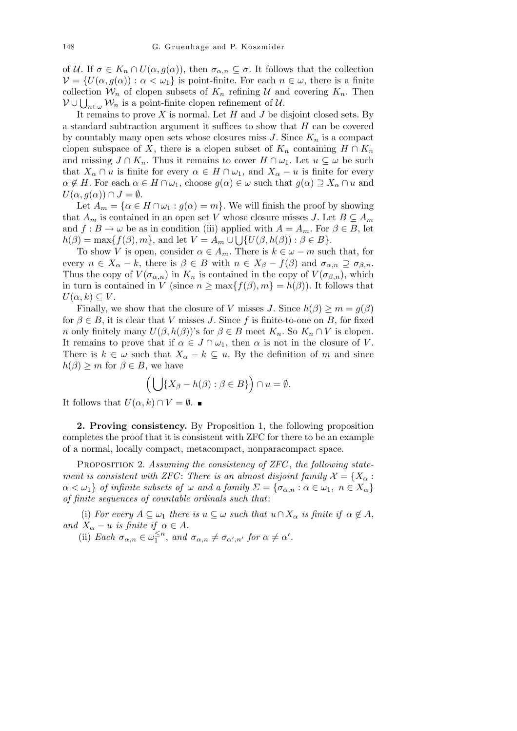of $\mathcal{U}$. If $\sigma \in K_n \cap U(\alpha, g(\alpha))$, then $\sigma_{\alpha,n} \subseteq \sigma$. It follows that the collection $\mathcal{V} = \{U(\alpha, g(\alpha)) : \alpha < \omega_1\}$ is point-finite. For each $n \in \omega$, there is a finite collection $\mathcal{W}_n$ of clopen subsets of $K_n$ refining $\mathcal{U}$ and covering $K_n$. Then $\mathcal{V} \cup \bigcup_{n\in\omega} \mathcal{W}_n$ is a point-finite clopen refinement of $\mathcal{U}$.

It remains to prove $X$ is normal. Let $H$ and $J$ be disjoint closed sets. By a standard subtraction argument it suffices to show that $H$ can be covered by countably many open sets whose closures miss $J$. Since $K_n$ is a compact clopen subspace of $X$, there is a clopen subset of $K_n$ containing $H \cap K_n$ and missing $J \cap K_n$. Thus it remains to cover $H \cap \omega_1$. Let $u \subseteq \omega$ be such that $X_\alpha \cap u$ is finite for every $\alpha \in H \cap \omega_1$, and $X_\alpha - u$ is finite for every $\alpha \notin H$. For each $\alpha \in H \cap \omega_1$, choose $g(\alpha) \in \omega$ such that $g(\alpha) \supseteq X_\alpha \cap u$ and $U(\alpha, g(\alpha)) \cap J = \emptyset$.

Let $A_m = \{\alpha \in H \cap \omega_1 : g(\alpha) = m\}$. We will finish the proof by showing that $A_m$ is contained in an open set $V$ whose closure misses $J$. Let $B \subseteq A_m$ and $f : B \to \omega$ be as in condition (iii) applied with $A = A_m$. For $\beta \in B$, let $h(\beta) = \max\{f(\beta), m\}$, and let $V = A_m \cup \bigcup\{U(\beta, h(\beta)) : \beta \in B\}$.

To show $V$ is open, consider $\alpha \in A_m$. There is $k \in \omega - m$ such that, for every $n \in X_\alpha - k$, there is $\beta \in B$ with $n \in X_\beta - f(\beta)$ and $\sigma_{\alpha,n} \supseteq \sigma_{\beta,n}$. Thus the copy of $V(\sigma_{\alpha,n})$ in $K_n$ is contained in the copy of $V(\sigma_{\beta,n})$, which in turn is contained in $V$ (since $n \geq \max\{f(\beta), m\} = h(\beta)$). It follows that $U(\alpha, k) \subseteq V$.

Finally, we show that the closure of $V$ misses $J$. Since $h(\beta) \geq m = g(\beta)$ for $\beta \in B$, it is clear that $V$ misses $J$. Since $f$ is finite-to-one on $B$, for fixed $n$ only finitely many $U(\beta, h(\beta))$'s for $\beta \in B$ meet $K_n$. So $K_n \cap V$ is clopen. It remains to prove that if $\alpha \in J \cap \omega_1$, then $\alpha$ is not in the closure of $V$. There is $k \in \omega$ such that $X_\alpha - k \subseteq u$. By the definition of $m$ and since $h(\beta) \geq m$ for $\beta \in B$, we have

$$\Big(\bigcup\{X_\beta - h(\beta) : \beta \in B\}\Big) \cap u = \emptyset.$$

It follows that $U(\alpha, k) \cap V = \emptyset$. ∎

**2. Proving consistency.** By Proposition 1, the following proposition completes the proof that it is consistent with ZFC for there to be an example of a normal, locally compact, metacompact, nonparacompact space.

PROPOSITION 2. *Assuming the consistency of ZFC, the following statement is consistent with ZFC: There is an almost disjoint family $\mathcal{X} = \{X_\alpha : \alpha < \omega_1\}$ of infinite subsets of $\omega$ and a family $\Sigma = \{\sigma_{\alpha,n} : \alpha \in \omega_1,\ n \in X_\alpha\}$ of finite sequences of countable ordinals such that*:

(i) *For every $A \subseteq \omega_1$ there is $u \subseteq \omega$ such that $u \cap X_\alpha$ is finite if $\alpha \notin A$, and $X_\alpha - u$ is finite if $\alpha \in A$.*

(ii) *Each $\sigma_{\alpha,n} \in \omega_1^{\leq n}$, and $\sigma_{\alpha,n} \neq \sigma_{\alpha',n'}$ for $\alpha \neq \alpha'$.*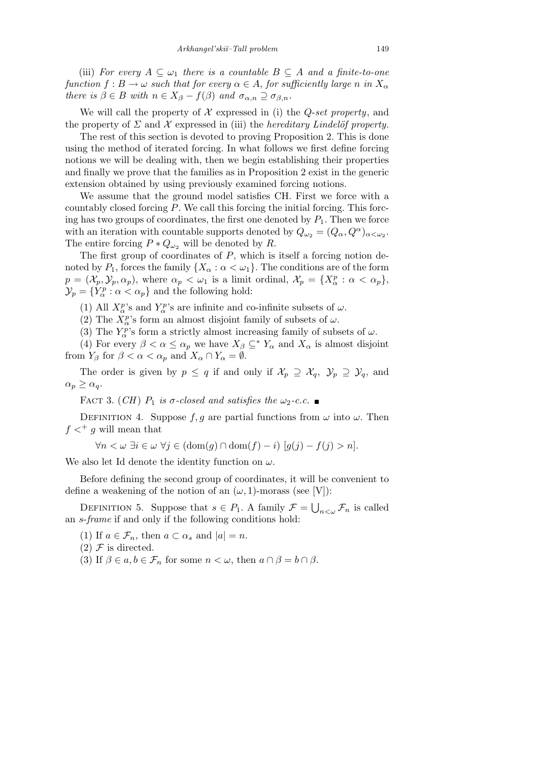(iii) *For every $A \subseteq \omega_1$ there is a countable $B \subseteq A$ and a finite-to-one function $f : B \to \omega$ such that for every $\alpha \in A$, for sufficiently large $n$ in $X_\alpha$ there is $\beta \in B$ with $n \in X_\beta - f(\beta)$ and $\sigma_{\alpha,n} \supseteq \sigma_{\beta,n}$.*

We will call the property of $\mathcal{X}$ expressed in (i) the *Q-set property*, and the property of $\Sigma$ and $\mathcal{X}$ expressed in (iii) the *hereditary Lindelöf property*.

The rest of this section is devoted to proving Proposition 2. This is done using the method of iterated forcing. In what follows we first define forcing notions we will be dealing with, then we begin establishing their properties and finally we prove that the families as in Proposition 2 exist in the generic extension obtained by using previously examined forcing notions.

We assume that the ground model satisfies CH. First we force with a countably closed forcing $P$. We call this forcing the initial forcing. This forcing has two groups of coordinates, the first one denoted by $P_1$. Then we force with an iteration with countable supports denoted by $Q_{\omega_2} = (Q_\alpha, Q^\alpha)_{\alpha<\omega_2}$. The entire forcing $P * Q_{\omega_2}$ will be denoted by $R$.

The first group of coordinates of $P$, which is itself a forcing notion denoted by $P_1$, forces the family $\{X_\alpha : \alpha < \omega_1\}$. The conditions are of the form $p = (\mathcal{X}_p, \mathcal{Y}_p, \alpha_p)$, where $\alpha_p < \omega_1$ is a limit ordinal, $\mathcal{X}_p = \{X^p_\alpha : \alpha < \alpha_p\}$, $\mathcal{Y}_p = \{Y^p_\alpha : \alpha < \alpha_p\}$ and the following hold:

(1) All $X^p_\alpha$'s and $Y^p_\alpha$'s are infinite and co-infinite subsets of $\omega$.

(2) The $X^p_\alpha$'s form an almost disjoint family of subsets of $\omega$.

(3) The $Y^p_\alpha$'s form a strictly almost increasing family of subsets of $\omega$.

(4) For every $\beta < \alpha \leq \alpha_p$ we have $X_\beta \subseteq^* Y_\alpha$ and $X_\alpha$ is almost disjoint from $Y_\beta$ for $\beta < \alpha < \alpha_p$ and $X_\alpha \cap Y_\alpha = \emptyset$.

The order is given by $p \leq q$ if and only if $\mathcal{X}_p \supseteq \mathcal{X}_q$, $\mathcal{Y}_p \supseteq \mathcal{Y}_q$, and $\alpha_p \geq \alpha_q$.

Fact 3. (*CH*) *$P_1$ is σ-closed and satisfies the $\omega_2$-c.c.* ∎

Definition 4. Suppose $f, g$ are partial functions from $\omega$ into $\omega$. Then $f <^+ g$ will mean that

$$\forall n < \omega\ \exists i \in \omega\ \forall j \in (\mathrm{dom}(g) \cap \mathrm{dom}(f) - i)\ [g(j) - f(j) > n].$$

We also let Id denote the identity function on $\omega$.

Before defining the second group of coordinates, it will be convenient to define a weakening of the notion of an $(\omega, 1)$-morass (see [V]):

Definition 5. Suppose that $s \in P_1$. A family $\mathcal{F} = \bigcup_{n<\omega} \mathcal{F}_n$ is called an *s-frame* if and only if the following conditions hold:

(1) If $a \in \mathcal{F}_n$, then $a \subset \alpha_s$ and $|a| = n$.

(2) $\mathcal{F}$ is directed.

(3) If $\beta \in a, b \in \mathcal{F}_n$ for some $n < \omega$, then $a \cap \beta = b \cap \beta$.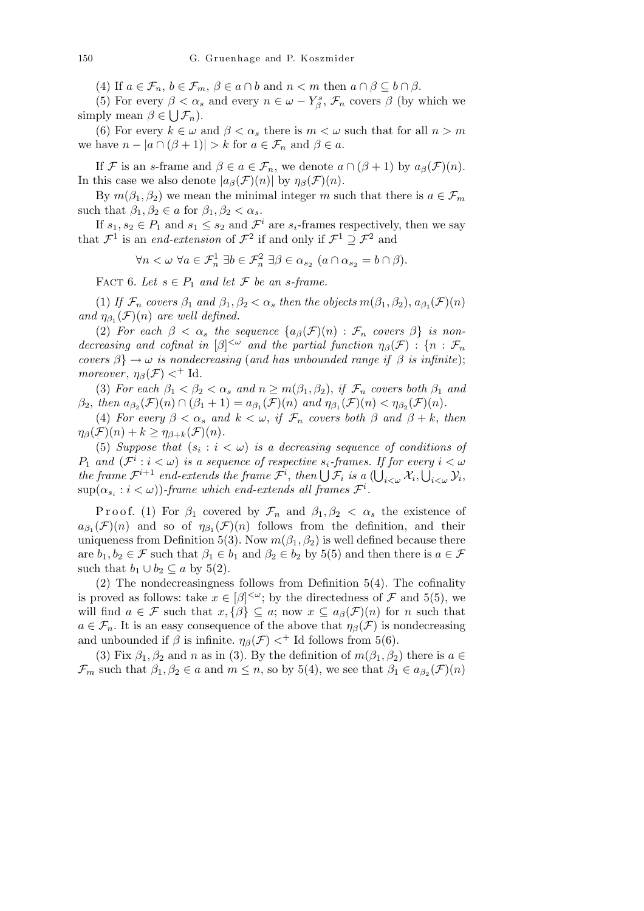(4) If $a \in \mathcal{F}_n$, $b \in \mathcal{F}_m$, $\beta \in a \cap b$ and $n < m$ then $a \cap \beta \subseteq b \cap \beta$.

(5) For every $\beta < \alpha_s$ and every $n \in \omega - Y^s_\beta$, $\mathcal{F}_n$ covers $\beta$ (by which we simply mean $\beta \in \bigcup \mathcal{F}_n$).

(6) For every $k \in \omega$ and $\beta < \alpha_s$ there is $m < \omega$ such that for all $n > m$ we have $n - |a \cap (\beta + 1)| > k$ for $a \in \mathcal{F}_n$ and $\beta \in a$.

If $\mathcal{F}$ is an $s$-frame and $\beta \in a \in \mathcal{F}_n$, we denote $a \cap (\beta + 1)$ by $a_\beta(\mathcal{F})(n)$. In this case we also denote $|a_\beta(\mathcal{F})(n)|$ by $\eta_\beta(\mathcal{F})(n)$.

By $m(\beta_1, \beta_2)$ we mean the minimal integer $m$ such that there is $a \in \mathcal{F}_m$ such that $\beta_1, \beta_2 \in a$ for $\beta_1, \beta_2 < \alpha_s$.

If $s_1, s_2 \in P_1$ and $s_1 \le s_2$ and $\mathcal{F}^i$ are $s_i$-frames respectively, then we say that $\mathcal{F}^1$ is an *end-extension* of $\mathcal{F}^2$ if and only if $\mathcal{F}^1 \supseteq \mathcal{F}^2$ and

$$\forall n < \omega \ \forall a \in \mathcal{F}^1_n \ \exists b \in \mathcal{F}^2_n \ \exists \beta \in \alpha_{s_2} \ (a \cap \alpha_{s_2} = b \cap \beta).$$

FACT 6. *Let $s \in P_1$ and let $\mathcal{F}$ be an $s$-frame.*

(1) *If $\mathcal{F}_n$ covers $\beta_1$ and $\beta_1, \beta_2 < \alpha_s$ then the objects $m(\beta_1, \beta_2)$, $a_{\beta_1}(\mathcal{F})(n)$ and $\eta_{\beta_1}(\mathcal{F})(n)$ are well defined.*

(2) *For each $\beta < \alpha_s$ the sequence $\{a_\beta(\mathcal{F})(n) : \mathcal{F}_n \text{ covers } \beta\}$ is nondecreasing and cofinal in $[\beta]^{<\omega}$ and the partial function $\eta_\beta(\mathcal{F}) : \{n : \mathcal{F}_n \text{ covers } \beta\} \to \omega$ is nondecreasing* (*and has unbounded range if $\beta$ is infinite*)*; moreover, $\eta_\beta(\mathcal{F}) <^+ \mathrm{Id}$.*

(3) *For each $\beta_1 < \beta_2 < \alpha_s$ and $n \ge m(\beta_1, \beta_2)$, if $\mathcal{F}_n$ covers both $\beta_1$ and $\beta_2$, then $a_{\beta_2}(\mathcal{F})(n) \cap (\beta_1 + 1) = a_{\beta_1}(\mathcal{F})(n)$ and $\eta_{\beta_1}(\mathcal{F})(n) < \eta_{\beta_2}(\mathcal{F})(n)$.*

(4) *For every $\beta < \alpha_s$ and $k < \omega$, if $\mathcal{F}_n$ covers both $\beta$ and $\beta + k$, then $\eta_\beta(\mathcal{F})(n) + k \ge \eta_{\beta+k}(\mathcal{F})(n)$.*

(5) *Suppose that $(s_i : i < \omega)$ is a decreasing sequence of conditions of $P_1$ and $(\mathcal{F}^i : i < \omega)$ is a sequence of respective $s_i$-frames. If for every $i < \omega$ the frame $\mathcal{F}^{i+1}$ end-extends the frame $\mathcal{F}^i$, then $\bigcup \mathcal{F}_i$ is a $(\bigcup_{i<\omega} \mathcal{X}_i, \bigcup_{i<\omega} \mathcal{Y}_i, \sup(\alpha_{s_i} : i < \omega))$-frame which end-extends all frames $\mathcal{F}^i$.*

Proof. (1) For $\beta_1$ covered by $\mathcal{F}_n$ and $\beta_1, \beta_2 < \alpha_s$ the existence of $a_{\beta_1}(\mathcal{F})(n)$ and so of $\eta_{\beta_1}(\mathcal{F})(n)$ follows from the definition, and their uniqueness from Definition 5(3). Now $m(\beta_1, \beta_2)$ is well defined because there are $b_1, b_2 \in \mathcal{F}$ such that $\beta_1 \in b_1$ and $\beta_2 \in b_2$ by 5(5) and then there is $a \in \mathcal{F}$ such that $b_1 \cup b_2 \subseteq a$ by 5(2).

(2) The nondecreasingness follows from Definition 5(4). The cofinality is proved as follows: take $x \in [\beta]^{<\omega}$; by the directedness of $\mathcal{F}$ and 5(5), we will find $a \in \mathcal{F}$ such that $x, \{\beta\} \subseteq a$; now $x \subseteq a_\beta(\mathcal{F})(n)$ for $n$ such that $a \in \mathcal{F}_n$. It is an easy consequence of the above that $\eta_\beta(\mathcal{F})$ is nondecreasing and unbounded if $\beta$ is infinite. $\eta_\beta(\mathcal{F}) <^+ \mathrm{Id}$ follows from 5(6).

(3) Fix $\beta_1, \beta_2$ and $n$ as in (3). By the definition of $m(\beta_1, \beta_2)$ there is $a \in \mathcal{F}_m$ such that $\beta_1, \beta_2 \in a$ and $m \le n$, so by 5(4), we see that $\beta_1 \in a_{\beta_2}(\mathcal{F})(n)$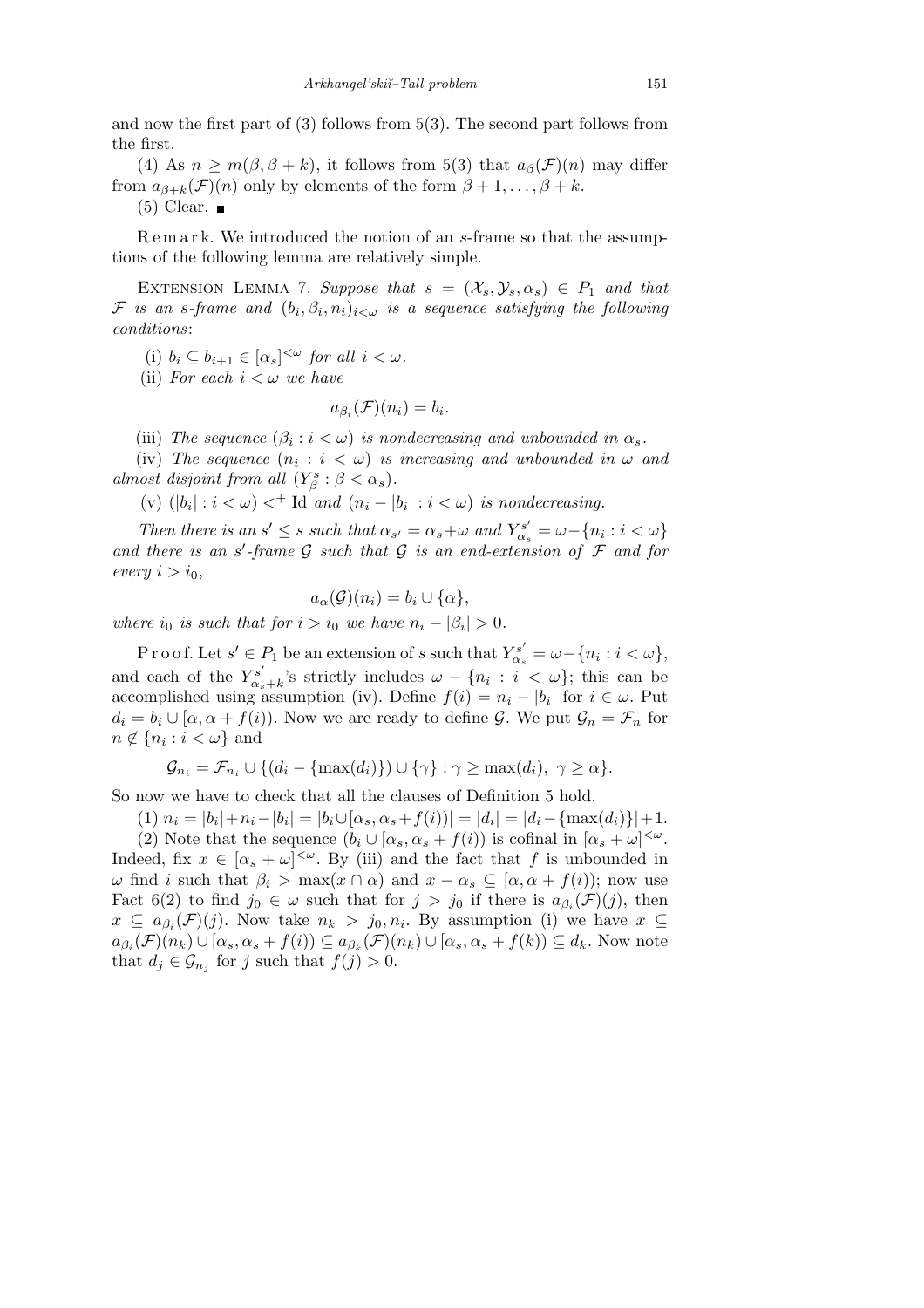and now the first part of (3) follows from 5(3). The second part follows from the first.

(4) As $n \geq m(\beta, \beta + k)$, it follows from 5(3) that $a_\beta(\mathcal{F})(n)$ may differ from $a_{\beta+k}(\mathcal{F})(n)$ only by elements of the form $\beta + 1, \ldots, \beta + k$.

(5) Clear. ∎

Remark. We introduced the notion of an $s$-frame so that the assumptions of the following lemma are relatively simple.

Extension Lemma 7. *Suppose that $s = (\mathcal{X}_s, \mathcal{Y}_s, \alpha_s) \in P_1$ and that $\mathcal{F}$ is an $s$-frame and $(b_i, \beta_i, n_i)_{i<\omega}$ is a sequence satisfying the following conditions*:

(i) *$b_i \subseteq b_{i+1} \in [\alpha_s]^{<\omega}$ for all $i < \omega$.*

(ii) *For each $i < \omega$ we have*

$$a_{\beta_i}(\mathcal{F})(n_i) = b_i.$$

(iii) *The sequence $(\beta_i : i < \omega)$ is nondecreasing and unbounded in $\alpha_s$.*

(iv) *The sequence $(n_i : i < \omega)$ is increasing and unbounded in $\omega$ and almost disjoint from all $(Y^s_\beta : \beta < \alpha_s)$.*

(v) *$(|b_i| : i < \omega) <^+ \mathrm{Id}$ and $(n_i - |b_i| : i < \omega)$ is nondecreasing.*

*Then there is an $s' \leq s$ such that $\alpha_{s'} = \alpha_s + \omega$ and $Y^{s'}_{\alpha_s} = \omega - \{n_i : i < \omega\}$ and there is an $s'$-frame $\mathcal{G}$ such that $\mathcal{G}$ is an end-extension of $\mathcal{F}$ and for every $i > i_0$,*

$$a_\alpha(\mathcal{G})(n_i) = b_i \cup \{\alpha\},$$

*where $i_0$ is such that for $i > i_0$ we have $n_i - |\beta_i| > 0$.*

Proof. Let $s' \in P_1$ be an extension of $s$ such that $Y^{s'}_{\alpha_s} = \omega - \{n_i : i < \omega\}$, and each of the $Y^{s'}_{\alpha_s+k}$'s strictly includes $\omega - \{n_i : i < \omega\}$; this can be accomplished using assumption (iv). Define $f(i) = n_i - |b_i|$ for $i \in \omega$. Put $d_i = b_i \cup [\alpha, \alpha + f(i))$. Now we are ready to define $\mathcal{G}$. We put $\mathcal{G}_n = \mathcal{F}_n$ for $n \notin \{n_i : i < \omega\}$ and

$$\mathcal{G}_{n_i} = \mathcal{F}_{n_i} \cup \{(d_i - \{\max(d_i)\}) \cup \{\gamma\} : \gamma \geq \max(d_i),\ \gamma \geq \alpha\}.$$

So now we have to check that all the clauses of Definition 5 hold.

(1) $n_i = |b_i| + n_i - |b_i| = |b_i \cup [\alpha_s, \alpha_s + f(i))| = |d_i| = |d_i - \{\max(d_i)\}| + 1$.

(2) Note that the sequence $(b_i \cup [\alpha_s, \alpha_s + f(i))$ is cofinal in $[\alpha_s + \omega]^{<\omega}$. Indeed, fix $x \in [\alpha_s + \omega]^{<\omega}$. By (iii) and the fact that $f$ is unbounded in $\omega$ find $i$ such that $\beta_i > \max(x \cap \alpha)$ and $x - \alpha_s \subseteq [\alpha, \alpha + f(i))$; now use Fact 6(2) to find $j_0 \in \omega$ such that for $j > j_0$ if there is $a_{\beta_i}(\mathcal{F})(j)$, then $x \subseteq a_{\beta_i}(\mathcal{F})(j)$. Now take $n_k > j_0, n_i$. By assumption (i) we have $x \subseteq a_{\beta_i}(\mathcal{F})(n_k) \cup [\alpha_s, \alpha_s + f(i)) \subseteq a_{\beta_k}(\mathcal{F})(n_k) \cup [\alpha_s, \alpha_s + f(k)) \subseteq d_k$. Now note that $d_j \in \mathcal{G}_{n_j}$ for $j$ such that $f(j) > 0$.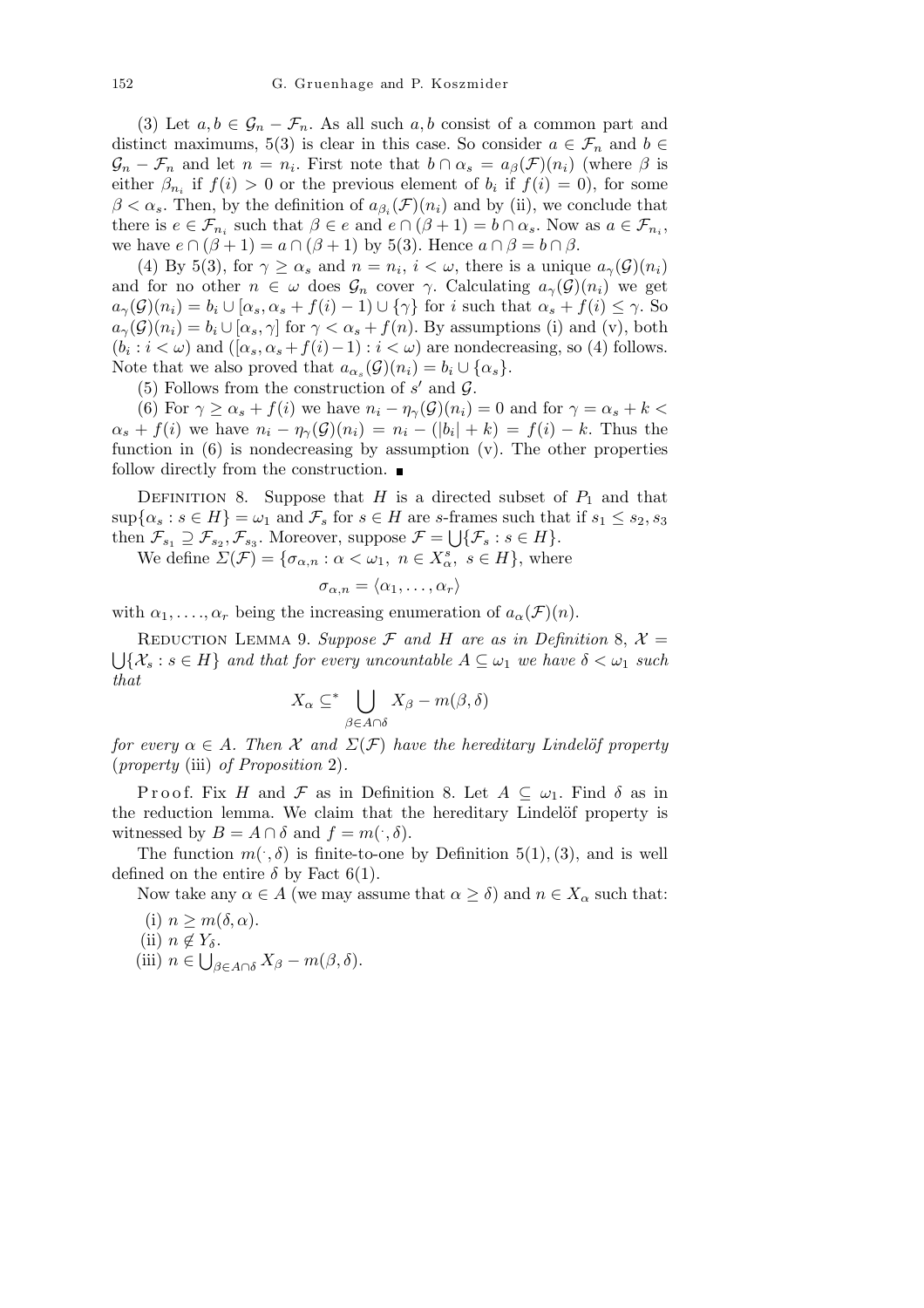(3) Let $a, b \in \mathcal{G}_n - \mathcal{F}_n$. As all such $a, b$ consist of a common part and distinct maximums, 5(3) is clear in this case. So consider $a \in \mathcal{F}_n$ and $b \in \mathcal{G}_n - \mathcal{F}_n$ and let $n = n_i$. First note that $b \cap \alpha_s = a_\beta(\mathcal{F})(n_i)$ (where $\beta$ is either $\beta_{n_i}$ if $f(i) > 0$ or the previous element of $b_i$ if $f(i) = 0$), for some $\beta < \alpha_s$. Then, by the definition of $a_{\beta_i}(\mathcal{F})(n_i)$ and by (ii), we conclude that there is $e \in \mathcal{F}_{n_i}$ such that $\beta \in e$ and $e \cap (\beta + 1) = b \cap \alpha_s$. Now as $a \in \mathcal{F}_{n_i}$, we have $e \cap (\beta + 1) = a \cap (\beta + 1)$ by 5(3). Hence $a \cap \beta = b \cap \beta$.

(4) By 5(3), for $\gamma \geq \alpha_s$ and $n = n_i$, $i < \omega$, there is a unique $a_\gamma(\mathcal{G})(n_i)$ and for no other $n \in \omega$ does $\mathcal{G}_n$ cover $\gamma$. Calculating $a_\gamma(\mathcal{G})(n_i)$ we get $a_\gamma(\mathcal{G})(n_i) = b_i \cup [\alpha_s, \alpha_s + f(i) - 1) \cup \{\gamma\}$ for $i$ such that $\alpha_s + f(i) \leq \gamma$. So $a_\gamma(\mathcal{G})(n_i) = b_i \cup [\alpha_s, \gamma]$ for $\gamma < \alpha_s + f(n)$. By assumptions (i) and (v), both $(b_i : i < \omega)$ and $([\alpha_s, \alpha_s + f(i) - 1) : i < \omega)$ are nondecreasing, so (4) follows. Note that we also proved that $a_{\alpha_s}(\mathcal{G})(n_i) = b_i \cup \{\alpha_s\}$.

(5) Follows from the construction of $s'$ and $\mathcal{G}$.

(6) For $\gamma \geq \alpha_s + f(i)$ we have $n_i - \eta_\gamma(\mathcal{G})(n_i) = 0$ and for $\gamma = \alpha_s + k < \alpha_s + f(i)$ we have $n_i - \eta_\gamma(\mathcal{G})(n_i) = n_i - (|b_i| + k) = f(i) - k$. Thus the function in (6) is nondecreasing by assumption (v). The other properties follow directly from the construction. ■

Definition 8. Suppose that $H$ is a directed subset of $P_1$ and that $\sup\{\alpha_s : s \in H\} = \omega_1$ and $\mathcal{F}_s$ for $s \in H$ are $s$-frames such that if $s_1 \leq s_2, s_3$ then $\mathcal{F}_{s_1} \supseteq \mathcal{F}_{s_2}, \mathcal{F}_{s_3}$. Moreover, suppose $\mathcal{F} = \bigcup\{\mathcal{F}_s : s \in H\}$.

We define $\Sigma(\mathcal{F}) = \{\sigma_{\alpha,n} : \alpha < \omega_1,\ n \in X^s_\alpha,\ s \in H\}$, where

$$\sigma_{\alpha,n} = \langle \alpha_1, \ldots, \alpha_r \rangle$$

with $\alpha_1, \ldots, \alpha_r$ being the increasing enumeration of $a_\alpha(\mathcal{F})(n)$.

Reduction Lemma 9. *Suppose $\mathcal{F}$ and $H$ are as in Definition* 8, $\mathcal{X} = \bigcup\{\mathcal{X}_s : s \in H\}$ *and that for every uncountable $A \subseteq \omega_1$ we have $\delta < \omega_1$ such that*

$$X_\alpha \subseteq^* \bigcup_{\beta \in A \cap \delta} X_\beta - m(\beta, \delta)$$

*for every $\alpha \in A$. Then $\mathcal{X}$ and $\Sigma(\mathcal{F})$ have the hereditary Lindelöf property* (*property* (iii) *of Proposition* 2).

Proof. Fix $H$ and $\mathcal{F}$ as in Definition 8. Let $A \subseteq \omega_1$. Find $\delta$ as in the reduction lemma. We claim that the hereditary Lindelöf property is witnessed by $B = A \cap \delta$ and $f = m(\cdot, \delta)$.

The function $m(\cdot, \delta)$ is finite-to-one by Definition 5(1), (3), and is well defined on the entire $\delta$ by Fact 6(1).

Now take any $\alpha \in A$ (we may assume that $\alpha \geq \delta$) and $n \in X_\alpha$ such that:

(i) $n \geq m(\delta, \alpha)$.

(ii) $n \notin Y_\delta$.

(iii) $n \in \bigcup_{\beta \in A \cap \delta} X_\beta - m(\beta, \delta)$.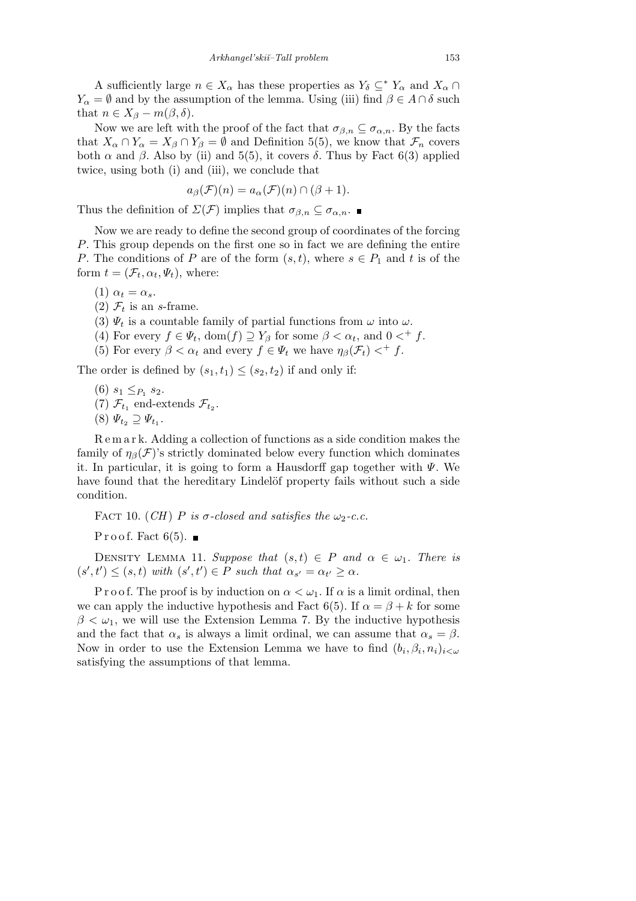A sufficiently large $n \in X_\alpha$ has these properties as $Y_\delta \subseteq^* Y_\alpha$ and $X_\alpha \cap Y_\alpha = \emptyset$ and by the assumption of the lemma. Using (iii) find $\beta \in A \cap \delta$ such that $n \in X_\beta - m(\beta, \delta)$.

Now we are left with the proof of the fact that $\sigma_{\beta,n} \subseteq \sigma_{\alpha,n}$. By the facts that $X_\alpha \cap Y_\alpha = X_\beta \cap Y_\beta = \emptyset$ and Definition 5(5), we know that $\mathcal{F}_n$ covers both $\alpha$ and $\beta$. Also by (ii) and 5(5), it covers $\delta$. Thus by Fact 6(3) applied twice, using both (i) and (iii), we conclude that

$$a_\beta(\mathcal{F})(n) = a_\alpha(\mathcal{F})(n) \cap (\beta + 1).$$

Thus the definition of $\Sigma(\mathcal{F})$ implies that $\sigma_{\beta,n} \subseteq \sigma_{\alpha,n}$. ∎

Now we are ready to define the second group of coordinates of the forcing $P$. This group depends on the first one so in fact we are defining the entire $P$. The conditions of $P$ are of the form $(s,t)$, where $s \in P_1$ and $t$ is of the form $t = (\mathcal{F}_t, \alpha_t, \Psi_t)$, where:

(1) $\alpha_t = \alpha_s$.

(2) $\mathcal{F}_t$ is an $s$-frame.

(3) $\Psi_t$ is a countable family of partial functions from $\omega$ into $\omega$.

(4) For every $f \in \Psi_t$, $\mathrm{dom}(f) \supseteq Y_\beta$ for some $\beta < \alpha_t$, and $0 <^+ f$.

(5) For every $\beta < \alpha_t$ and every $f \in \Psi_t$ we have $\eta_\beta(\mathcal{F}_t) <^+ f$.

The order is defined by $(s_1, t_1) \le (s_2, t_2)$ if and only if:

(6) $s_1 \le_{P_1} s_2$.

(7) $\mathcal{F}_{t_1}$ end-extends $\mathcal{F}_{t_2}$.

(8) $\Psi_{t_2} \supseteq \Psi_{t_1}$.

Remark. Adding a collection of functions as a side condition makes the family of $\eta_\beta(\mathcal{F})$'s strictly dominated below every function which dominates it. In particular, it is going to form a Hausdorff gap together with $\Psi$. We have found that the hereditary Lindelöf property fails without such a side condition.

Fact 10. (*CH*) *$P$ is $\sigma$-closed and satisfies the $\omega_2$-c.c.*

Proof. Fact 6(5). ∎

Density Lemma 11. *Suppose that $(s,t) \in P$ and $\alpha \in \omega_1$. There is $(s', t') \le (s,t)$ with $(s', t') \in P$ such that $\alpha_{s'} = \alpha_{t'} \ge \alpha$.*

Proof. The proof is by induction on $\alpha < \omega_1$. If $\alpha$ is a limit ordinal, then we can apply the inductive hypothesis and Fact 6(5). If $\alpha = \beta + k$ for some $\beta < \omega_1$, we will use the Extension Lemma 7. By the inductive hypothesis and the fact that $\alpha_s$ is always a limit ordinal, we can assume that $\alpha_s = \beta$. Now in order to use the Extension Lemma we have to find $(b_i, \beta_i, n_i)_{i<\omega}$ satisfying the assumptions of that lemma.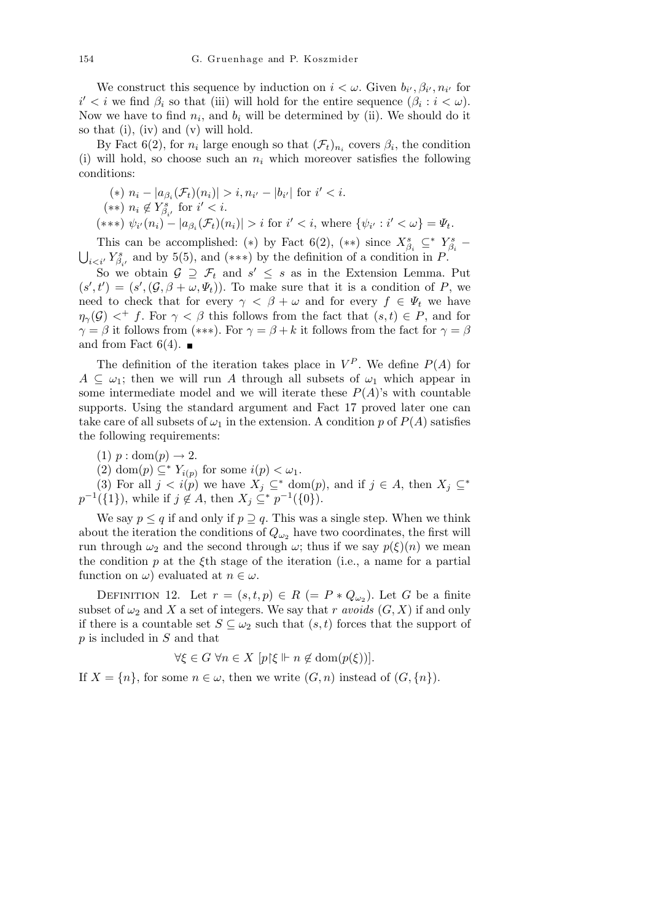We construct this sequence by induction on $i < \omega$. Given $b_{i'}, \beta_{i'}, n_{i'}$ for $i' < i$ we find $\beta_i$ so that (iii) will hold for the entire sequence $(\beta_i : i < \omega)$. Now we have to find $n_i$, and $b_i$ will be determined by (ii). We should do it so that (i), (iv) and (v) will hold.

By Fact 6(2), for $n_i$ large enough so that $(\mathcal{F}_t)_{n_i}$ covers $\beta_i$, the condition (i) will hold, so choose such an $n_i$ which moreover satisfies the following conditions:

$(*)$ $n_i - |a_{\beta_i}(\mathcal{F}_t)(n_i)| > i, n_{i'} - |b_{i'}|$ for $i' < i$.

$(**)$ $n_i \notin Y^s_{\beta_{i'}}$ for $i' < i$.

$(***)$ $\psi_{i'}(n_i) - |a_{\beta_i}(\mathcal{F}_t)(n_i)| > i$ for $i' < i$, where $\{\psi_{i'} : i' < \omega\} = \Psi_t$.

This can be accomplished: $(*)$ by Fact 6(2), $(**)$ since $X^s_{\beta_i} \subseteq^* Y^s_{\beta_i} - \bigcup_{i<i'} Y^s_{\beta_{i'}}$ and by 5(5), and $(***)$ by the definition of a condition in $P$.

So we obtain $\mathcal{G} \supseteq \mathcal{F}_t$ and $s' \leq s$ as in the Extension Lemma. Put $(s', t') = (s', (\mathcal{G}, \beta + \omega, \Psi_t))$. To make sure that it is a condition of $P$, we need to check that for every $\gamma < \beta + \omega$ and for every $f \in \Psi_t$ we have $\eta_\gamma(\mathcal{G}) <^+ f$. For $\gamma < \beta$ this follows from the fact that $(s, t) \in P$, and for $\gamma = \beta$ it follows from $(***)$. For $\gamma = \beta + k$ it follows from the fact for $\gamma = \beta$ and from Fact 6(4). ∎

The definition of the iteration takes place in $V^P$. We define $P(A)$ for $A \subseteq \omega_1$; then we will run $A$ through all subsets of $\omega_1$ which appear in some intermediate model and we will iterate these $P(A)$'s with countable supports. Using the standard argument and Fact 17 proved later one can take care of all subsets of $\omega_1$ in the extension. A condition $p$ of $P(A)$ satisfies the following requirements:

(1) $p : \mathrm{dom}(p) \to 2$.

(2) $\mathrm{dom}(p) \subseteq^* Y_{i(p)}$ for some $i(p) < \omega_1$.

(3) For all $j < i(p)$ we have $X_j \subseteq^* \mathrm{dom}(p)$, and if $j \in A$, then $X_j \subseteq^* p^{-1}(\{1\})$, while if $j \notin A$, then $X_j \subseteq^* p^{-1}(\{0\})$.

We say $p \leq q$ if and only if $p \supseteq q$. This was a single step. When we think about the iteration the conditions of $Q_{\omega_2}$ have two coordinates, the first will run through $\omega_2$ and the second through $\omega$; thus if we say $p(\xi)(n)$ we mean the condition $p$ at the $\xi$th stage of the iteration (i.e., a name for a partial function on $\omega$) evaluated at $n \in \omega$.

Definition 12. Let $r = (s, t, p) \in R$ $(= P * Q_{\omega_2})$. Let $G$ be a finite subset of $\omega_2$ and $X$ a set of integers. We say that $r$ *avoids* $(G, X)$ if and only if there is a countable set $S \subseteq \omega_2$ such that $(s, t)$ forces that the support of $p$ is included in $S$ and that

$$\forall \xi \in G \ \forall n \in X \ [p{\restriction}\xi \Vdash n \notin \mathrm{dom}(p(\xi))].$$

If $X = \{n\}$, for some $n \in \omega$, then we write $(G, n)$ instead of $(G, \{n\})$.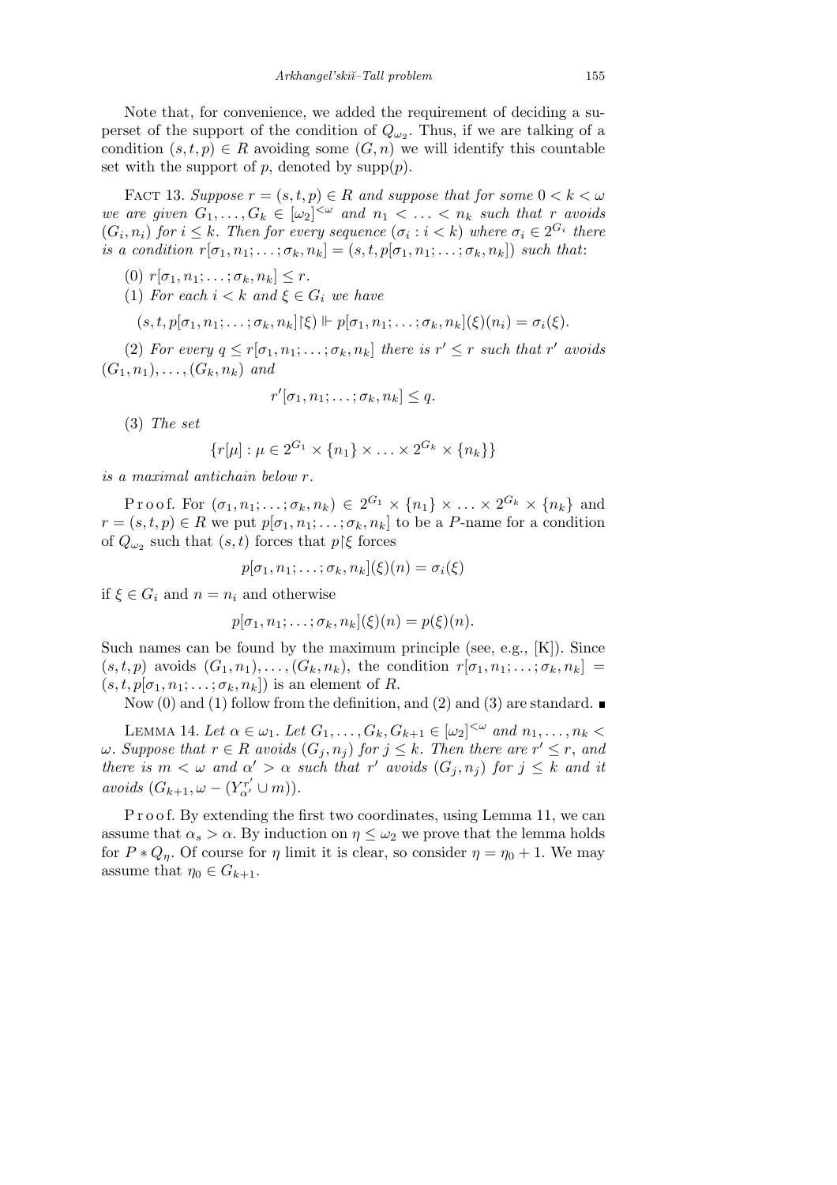Note that, for convenience, we added the requirement of deciding a superset of the support of the condition of $Q_{\omega_2}$. Thus, if we are talking of a condition $(s,t,p) \in R$ avoiding some $(G,n)$ we will identify this countable set with the support of $p$, denoted by $\mathrm{supp}(p)$.

FACT 13. *Suppose $r = (s,t,p) \in R$ and suppose that for some $0 < k < \omega$ we are given $G_1, \ldots, G_k \in [\omega_2]^{<\omega}$ and $n_1 < \ldots < n_k$ such that $r$ avoids $(G_i, n_i)$ for $i \le k$. Then for every sequence $(\sigma_i : i < k)$ where $\sigma_i \in 2^{G_i}$ there is a condition $r[\sigma_1, n_1; \ldots; \sigma_k, n_k] = (s,t,p[\sigma_1, n_1; \ldots; \sigma_k, n_k])$ such that*:

(0) *$r[\sigma_1, n_1; \ldots; \sigma_k, n_k] \le r$.*

(1) *For each $i < k$ and $\xi \in G_i$ we have*

$$(s,t,p[\sigma_1, n_1; \ldots; \sigma_k, n_k]{\restriction}\xi) \Vdash p[\sigma_1, n_1; \ldots; \sigma_k, n_k](\xi)(n_i) = \sigma_i(\xi).$$

(2) *For every $q \le r[\sigma_1, n_1; \ldots; \sigma_k, n_k]$ there is $r' \le r$ such that $r'$ avoids $(G_1, n_1), \ldots, (G_k, n_k)$ and*

$$r'[\sigma_1, n_1; \ldots; \sigma_k, n_k] \le q.$$

(3) *The set*

$$\{r[\mu] : \mu \in 2^{G_1} \times \{n_1\} \times \ldots \times 2^{G_k} \times \{n_k\}\}$$

*is a maximal antichain below $r$.*

Proof. For $(\sigma_1, n_1; \ldots; \sigma_k, n_k) \in 2^{G_1} \times \{n_1\} \times \ldots \times 2^{G_k} \times \{n_k\}$ and $r = (s,t,p) \in R$ we put $p[\sigma_1, n_1; \ldots; \sigma_k, n_k]$ to be a $P$-name for a condition of $Q_{\omega_2}$ such that $(s,t)$ forces that $p{\restriction}\xi$ forces

$$p[\sigma_1, n_1; \ldots; \sigma_k, n_k](\xi)(n) = \sigma_i(\xi)$$

if $\xi \in G_i$ and $n = n_i$ and otherwise

$$p[\sigma_1, n_1; \ldots; \sigma_k, n_k](\xi)(n) = p(\xi)(n).$$

Such names can be found by the maximum principle (see, e.g., [K]). Since $(s,t,p)$ avoids $(G_1, n_1), \ldots, (G_k, n_k)$, the condition $r[\sigma_1, n_1; \ldots; \sigma_k, n_k] = (s,t,p[\sigma_1, n_1; \ldots; \sigma_k, n_k])$ is an element of $R$.

Now (0) and (1) follow from the definition, and (2) and (3) are standard. ∎

LEMMA 14. *Let $\alpha \in \omega_1$. Let $G_1, \ldots, G_k, G_{k+1} \in [\omega_2]^{<\omega}$ and $n_1, \ldots, n_k < \omega$. Suppose that $r \in R$ avoids $(G_j, n_j)$ for $j \le k$. Then there are $r' \le r$, and there is $m < \omega$ and $\alpha' > \alpha$ such that $r'$ avoids $(G_j, n_j)$ for $j \le k$ and it avoids $(G_{k+1}, \omega - (Y_{\alpha'}^{r'} \cup m))$.*

Proof. By extending the first two coordinates, using Lemma 11, we can assume that $\alpha_s > \alpha$. By induction on $\eta \le \omega_2$ we prove that the lemma holds for $P * Q_\eta$. Of course for $\eta$ limit it is clear, so consider $\eta = \eta_0 + 1$. We may assume that $\eta_0 \in G_{k+1}$.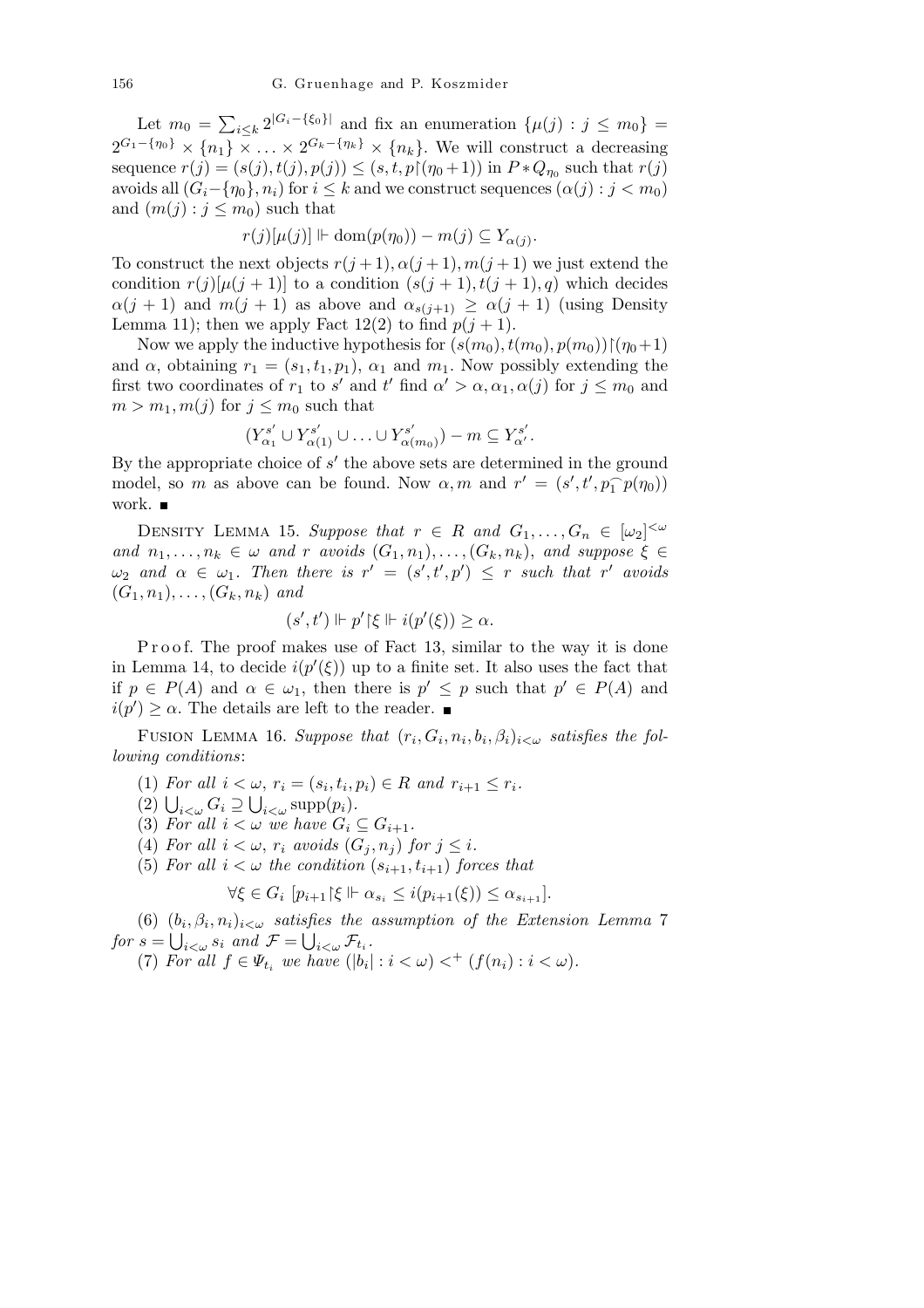Let $m_0 = \sum_{i\le k} 2^{|G_i-\{\xi_0\}|}$ and fix an enumeration $\{\mu(j) : j \le m_0\} = 2^{G_1-\{\eta_0\}} \times \{n_1\} \times \ldots \times 2^{G_k-\{\eta_k\}} \times \{n_k\}$. We will construct a decreasing sequence $r(j) = (s(j), t(j), p(j)) \le (s, t, p{\restriction}(\eta_0+1))$ in $P * Q_{\eta_0}$ such that $r(j)$ avoids all $(G_i-\{\eta_0\}, n_i)$ for $i \le k$ and we construct sequences $(\alpha(j) : j < m_0)$ and $(m(j) : j \le m_0)$ such that

$$r(j)[\mu(j)] \Vdash \mathrm{dom}(p(\eta_0)) - m(j) \subseteq Y_{\alpha(j)}.$$

To construct the next objects $r(j+1), \alpha(j+1), m(j+1)$ we just extend the condition $r(j)[\mu(j+1)]$ to a condition $(s(j+1), t(j+1), q)$ which decides $\alpha(j+1)$ and $m(j+1)$ as above and $\alpha_{s(j+1)} \ge \alpha(j+1)$ (using Density Lemma 11); then we apply Fact 12(2) to find $p(j+1)$.

Now we apply the inductive hypothesis for $(s(m_0), t(m_0), p(m_0)){\restriction}(\eta_0+1)$ and $\alpha$, obtaining $r_1 = (s_1, t_1, p_1)$, $\alpha_1$ and $m_1$. Now possibly extending the first two coordinates of $r_1$ to $s'$ and $t'$ find $\alpha' > \alpha, \alpha_1, \alpha(j)$ for $j \le m_0$ and $m > m_1, m(j)$ for $j \le m_0$ such that

$$(Y^{s'}_{\alpha_1} \cup Y^{s'}_{\alpha(1)} \cup \ldots \cup Y^{s'}_{\alpha(m_0)}) - m \subseteq Y^{s'}_{\alpha'}.$$

By the appropriate choice of $s'$ the above sets are determined in the ground model, so $m$ as above can be found. Now $\alpha, m$ and $r' = (s', t', p_1^\frown p(\eta_0))$ work. ∎

Density Lemma 15. *Suppose that $r \in R$ and $G_1, \ldots, G_n \in [\omega_2]^{<\omega}$ and $n_1, \ldots, n_k \in \omega$ and $r$ avoids $(G_1, n_1), \ldots, (G_k, n_k)$, and suppose $\xi \in \omega_2$ and $\alpha \in \omega_1$. Then there is $r' = (s', t', p') \le r$ such that $r'$ avoids $(G_1, n_1), \ldots, (G_k, n_k)$ and*

$$(s', t') \Vdash p'{\restriction}\xi \Vdash i(p'(\xi)) \ge \alpha.$$

Proof. The proof makes use of Fact 13, similar to the way it is done in Lemma 14, to decide $i(p'(\xi))$ up to a finite set. It also uses the fact that if $p \in P(A)$ and $\alpha \in \omega_1$, then there is $p' \le p$ such that $p' \in P(A)$ and $i(p') \ge \alpha$. The details are left to the reader. ∎

Fusion Lemma 16. *Suppose that $(r_i, G_i, n_i, b_i, \beta_i)_{i<\omega}$ satisfies the following conditions*:

(1) *For all $i < \omega$, $r_i = (s_i, t_i, p_i) \in R$ and $r_{i+1} \le r_i$.*

(2) $\bigcup_{i<\omega} G_i \supseteq \bigcup_{i<\omega} \mathrm{supp}(p_i)$.

(3) *For all $i < \omega$ we have $G_i \subseteq G_{i+1}$.*

(4) *For all $i < \omega$, $r_i$ avoids $(G_j, n_j)$ for $j \le i$.*

(5) *For all $i < \omega$ the condition $(s_{i+1}, t_{i+1})$ forces that*

$$\forall \xi \in G_i\ [p_{i+1}{\restriction}\xi \Vdash \alpha_{s_i} \le i(p_{i+1}(\xi)) \le \alpha_{s_{i+1}}].$$

(6) *$(b_i, \beta_i, n_i)_{i<\omega}$ satisfies the assumption of the Extension Lemma 7 for $s = \bigcup_{i<\omega} s_i$ and $\mathcal{F} = \bigcup_{i<\omega} \mathcal{F}_{t_i}$.*

(7) *For all $f \in \Psi_{t_i}$ we have $(|b_i| : i < \omega) <^+ (f(n_i) : i < \omega)$.*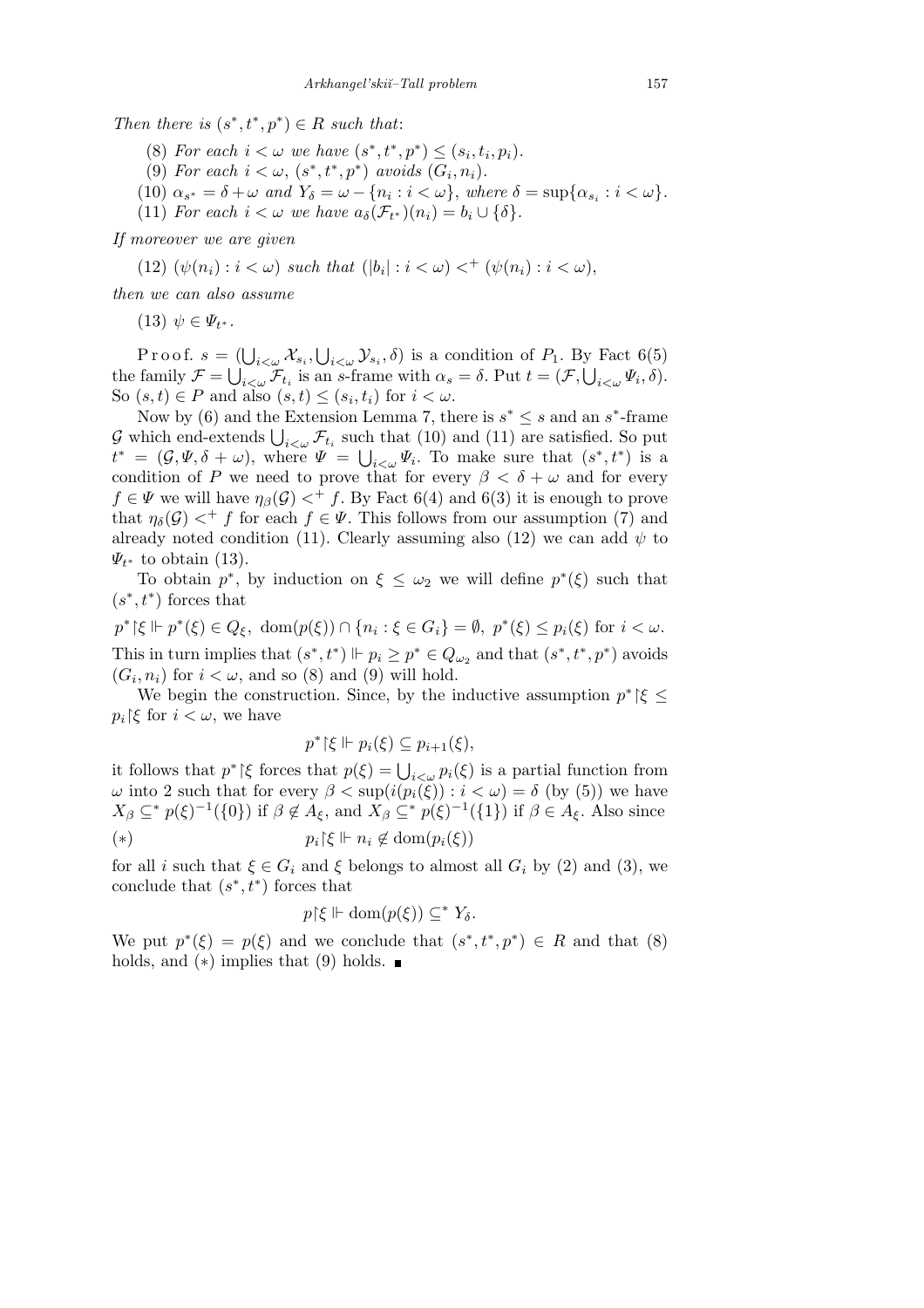*Then there is* $(s^*, t^*, p^*) \in R$ *such that*:

(8) *For each* $i < \omega$ *we have* $(s^*, t^*, p^*) \le (s_i, t_i, p_i)$.

(9) *For each* $i < \omega$, $(s^*, t^*, p^*)$ *avoids* $(G_i, n_i)$.

(10) $\alpha_{s^*} = \delta + \omega$ *and* $Y_\delta = \omega - \{n_i : i < \omega\}$, *where* $\delta = \sup\{\alpha_{s_i} : i < \omega\}$.

(11) *For each* $i < \omega$ *we have* $a_\delta(\mathcal{F}_{t^*})(n_i) = b_i \cup \{\delta\}$.

*If moreover we are given*

(12) $(\psi(n_i) : i < \omega)$ *such that* $(|b_i| : i < \omega) <^+ (\psi(n_i) : i < \omega)$,

*then we can also assume*

(13) $\psi \in \Psi_{t^*}$.

Proof. $s = (\bigcup_{i<\omega} \mathcal{X}_{s_i}, \bigcup_{i<\omega} \mathcal{Y}_{s_i}, \delta)$ is a condition of $P_1$. By Fact 6(5) the family $\mathcal{F} = \bigcup_{i<\omega} \mathcal{F}_{t_i}$ is an $s$-frame with $\alpha_s = \delta$. Put $t = (\mathcal{F}, \bigcup_{i<\omega} \Psi_i, \delta)$. So $(s,t) \in P$ and also $(s,t) \le (s_i, t_i)$ for $i < \omega$.

Now by (6) and the Extension Lemma 7, there is $s^* \le s$ and an $s^*$-frame $\mathcal{G}$ which end-extends $\bigcup_{i<\omega} \mathcal{F}_{t_i}$ such that (10) and (11) are satisfied. So put $t^* = (\mathcal{G}, \Psi, \delta + \omega)$, where $\Psi = \bigcup_{i<\omega} \Psi_i$. To make sure that $(s^*, t^*)$ is a condition of $P$ we need to prove that for every $\beta < \delta + \omega$ and for every $f \in \Psi$ we will have $\eta_\beta(\mathcal{G}) <^+ f$. By Fact 6(4) and 6(3) it is enough to prove that $\eta_\delta(\mathcal{G}) <^+ f$ for each $f \in \Psi$. This follows from our assumption (7) and already noted condition (11). Clearly assuming also (12) we can add $\psi$ to $\Psi_{t^*}$ to obtain (13).

To obtain $p^*$, by induction on $\xi \le \omega_2$ we will define $p^*(\xi)$ such that $(s^*, t^*)$ forces that

$$p^*{\restriction}\xi \Vdash p^*(\xi) \in Q_\xi,\ \mathrm{dom}(p(\xi)) \cap \{n_i : \xi \in G_i\} = \emptyset,\ p^*(\xi) \le p_i(\xi) \text{ for } i < \omega.$$

This in turn implies that $(s^*, t^*) \Vdash p_i \ge p^* \in Q_{\omega_2}$ and that $(s^*, t^*, p^*)$ avoids $(G_i, n_i)$ for $i < \omega$, and so (8) and (9) will hold.

We begin the construction. Since, by the inductive assumption $p^*{\restriction}\xi \le p_i{\restriction}\xi$ for $i < \omega$, we have

$$p^*{\restriction}\xi \Vdash p_i(\xi) \subseteq p_{i+1}(\xi),$$

it follows that $p^*{\restriction}\xi$ forces that $p(\xi) = \bigcup_{i<\omega} p_i(\xi)$ is a partial function from $\omega$ into 2 such that for every $\beta < \sup(i(p_i(\xi)) : i < \omega) = \delta$ (by (5)) we have $X_\beta \subseteq^* p(\xi)^{-1}(\{0\})$ if $\beta \notin A_\xi$, and $X_\beta \subseteq^* p(\xi)^{-1}(\{1\})$ if $\beta \in A_\xi$. Also since

$$(*) \qquad\qquad p_i{\restriction}\xi \Vdash n_i \notin \mathrm{dom}(p_i(\xi))$$

for all $i$ such that $\xi \in G_i$ and $\xi$ belongs to almost all $G_i$ by (2) and (3), we conclude that $(s^*, t^*)$ forces that

$$p{\restriction}\xi \Vdash \mathrm{dom}(p(\xi)) \subseteq^* Y_\delta.$$

We put $p^*(\xi) = p(\xi)$ and we conclude that $(s^*, t^*, p^*) \in R$ and that (8) holds, and $(*)$ implies that (9) holds. ∎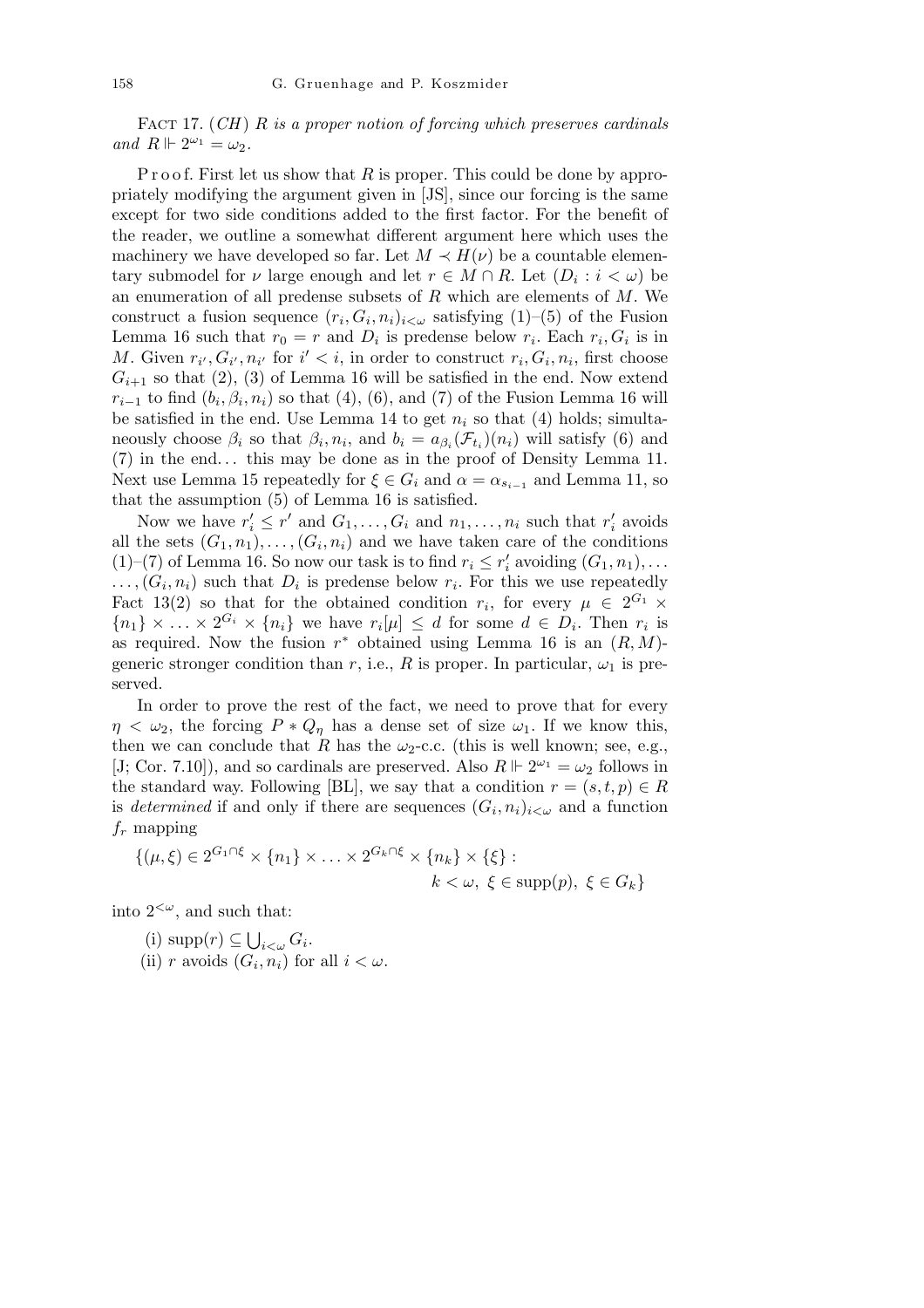Fact 17. *(CH) $R$ is a proper notion of forcing which preserves cardinals and $R \Vdash 2^{\omega_1} = \omega_2$.*

Proof. First let us show that $R$ is proper. This could be done by appropriately modifying the argument given in [JS], since our forcing is the same except for two side conditions added to the first factor. For the benefit of the reader, we outline a somewhat different argument here which uses the machinery we have developed so far. Let $M \prec H(\nu)$ be a countable elementary submodel for $\nu$ large enough and let $r \in M \cap R$. Let $(D_i : i < \omega)$ be an enumeration of all predense subsets of $R$ which are elements of $M$. We construct a fusion sequence $(r_i, G_i, n_i)_{i<\omega}$ satisfying (1)–(5) of the Fusion Lemma 16 such that $r_0 = r$ and $D_i$ is predense below $r_i$. Each $r_i, G_i$ is in $M$. Given $r_{i'}, G_{i'}, n_{i'}$ for $i' < i$, in order to construct $r_i, G_i, n_i$, first choose $G_{i+1}$ so that (2), (3) of Lemma 16 will be satisfied in the end. Now extend $r_{i-1}$ to find $(b_i, \beta_i, n_i)$ so that (4), (6), and (7) of the Fusion Lemma 16 will be satisfied in the end. Use Lemma 14 to get $n_i$ so that (4) holds; simultaneously choose $\beta_i$ so that $\beta_i, n_i$, and $b_i = a_{\beta_i}(\mathcal{F}_{t_i})(n_i)$ will satisfy (6) and (7) in the end… this may be done as in the proof of Density Lemma 11. Next use Lemma 15 repeatedly for $\xi \in G_i$ and $\alpha = \alpha_{s_{i-1}}$ and Lemma 11, so that the assumption (5) of Lemma 16 is satisfied.

Now we have $r'_i \le r'$ and $G_1, \ldots, G_i$ and $n_1, \ldots, n_i$ such that $r'_i$ avoids all the sets $(G_1, n_1), \ldots, (G_i, n_i)$ and we have taken care of the conditions (1)–(7) of Lemma 16. So now our task is to find $r_i \le r'_i$ avoiding $(G_1, n_1), \ldots, (G_i, n_i)$ such that $D_i$ is predense below $r_i$. For this we use repeatedly Fact 13(2) so that for the obtained condition $r_i$, for every $\mu \in 2^{G_1} \times \{n_1\} \times \ldots \times 2^{G_i} \times \{n_i\}$ we have $r_i[\mu] \le d$ for some $d \in D_i$. Then $r_i$ is as required. Now the fusion $r^*$ obtained using Lemma 16 is an $(R, M)$-generic stronger condition than $r$, i.e., $R$ is proper. In particular, $\omega_1$ is preserved.

In order to prove the rest of the fact, we need to prove that for every $\eta < \omega_2$, the forcing $P * Q_\eta$ has a dense set of size $\omega_1$. If we know this, then we can conclude that $R$ has the $\omega_2$-c.c. (this is well known; see, e.g., [J; Cor. 7.10]), and so cardinals are preserved. Also $R \Vdash 2^{\omega_1} = \omega_2$ follows in the standard way. Following [BL], we say that a condition $r = (s, t, p) \in R$ is *determined* if and only if there are sequences $(G_i, n_i)_{i<\omega}$ and a function $f_r$ mapping

$$\{(\mu, \xi) \in 2^{G_1 \cap \xi} \times \{n_1\} \times \ldots \times 2^{G_k \cap \xi} \times \{n_k\} \times \{\xi\} : k < \omega,\ \xi \in \operatorname{supp}(p),\ \xi \in G_k\}$$

into $2^{<\omega}$, and such that:

(i) $\operatorname{supp}(r) \subseteq \bigcup_{i<\omega} G_i$.

(ii) $r$ avoids $(G_i, n_i)$ for all $i < \omega$.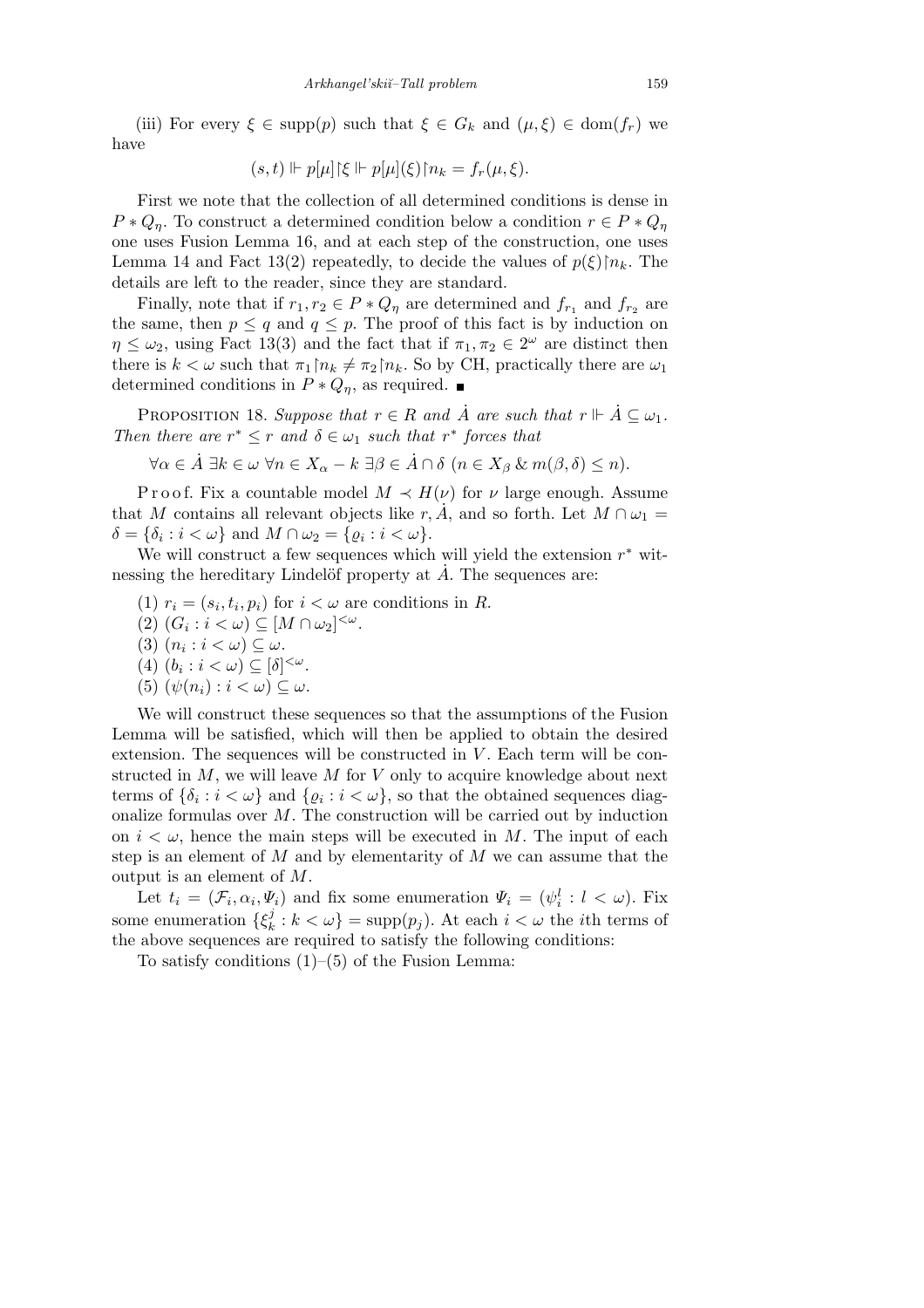(iii) For every $\xi \in \operatorname{supp}(p)$ such that $\xi \in G_k$ and $(\mu, \xi) \in \operatorname{dom}(f_r)$ we have

$$(s,t) \Vdash p[\mu]\restriction\xi \Vdash p[\mu](\xi)\restriction n_k = f_r(\mu,\xi).$$

First we note that the collection of all determined conditions is dense in $P * Q_\eta$. To construct a determined condition below a condition $r \in P * Q_\eta$ one uses Fusion Lemma 16, and at each step of the construction, one uses Lemma 14 and Fact 13(2) repeatedly, to decide the values of $p(\xi)\restriction n_k$. The details are left to the reader, since they are standard.

Finally, note that if $r_1, r_2 \in P * Q_\eta$ are determined and $f_{r_1}$ and $f_{r_2}$ are the same, then $p \le q$ and $q \le p$. The proof of this fact is by induction on $\eta \le \omega_2$, using Fact 13(3) and the fact that if $\pi_1, \pi_2 \in 2^\omega$ are distinct then there is $k < \omega$ such that $\pi_1\restriction n_k \ne \pi_2\restriction n_k$. So by CH, practically there are $\omega_1$ determined conditions in $P * Q_\eta$, as required. ∎

Proposition 18. *Suppose that $r \in R$ and $\dot{A}$ are such that $r \Vdash \dot{A} \subseteq \omega_1$. Then there are $r^* \le r$ and $\delta \in \omega_1$ such that $r^*$ forces that*

$$\forall \alpha \in \dot{A}\ \exists k \in \omega\ \forall n \in X_\alpha - k\ \exists \beta \in \dot{A} \cap \delta\ (n \in X_\beta \,\&\, m(\beta,\delta) \le n).$$

Proof. Fix a countable model $M \prec H(\nu)$ for $\nu$ large enough. Assume that $M$ contains all relevant objects like $r, \dot{A}$, and so forth. Let $M \cap \omega_1 = \delta = \{\delta_i : i < \omega\}$ and $M \cap \omega_2 = \{\varrho_i : i < \omega\}$.

We will construct a few sequences which will yield the extension $r^*$ witnessing the hereditary Lindelöf property at $\dot{A}$. The sequences are:

(1) $r_i = (s_i, t_i, p_i)$ for $i < \omega$ are conditions in $R$.
(2) $(G_i : i < \omega) \subseteq [M \cap \omega_2]^{<\omega}$.
(3) $(n_i : i < \omega) \subseteq \omega$.
(4) $(b_i : i < \omega) \subseteq [\delta]^{<\omega}$.
(5) $(\psi(n_i) : i < \omega) \subseteq \omega$.

We will construct these sequences so that the assumptions of the Fusion Lemma will be satisfied, which will then be applied to obtain the desired extension. The sequences will be constructed in $V$. Each term will be constructed in $M$, we will leave $M$ for $V$ only to acquire knowledge about next terms of $\{\delta_i : i < \omega\}$ and $\{\varrho_i : i < \omega\}$, so that the obtained sequences diagonalize formulas over $M$. The construction will be carried out by induction on $i < \omega$, hence the main steps will be executed in $M$. The input of each step is an element of $M$ and by elementarity of $M$ we can assume that the output is an element of $M$.

Let $t_i = (\mathcal{F}_i, \alpha_i, \Psi_i)$ and fix some enumeration $\Psi_i = (\psi_i^l : l < \omega)$. Fix some enumeration $\{\xi_k^j : k < \omega\} = \operatorname{supp}(p_j)$. At each $i < \omega$ the $i$th terms of the above sequences are required to satisfy the following conditions:

To satisfy conditions (1)–(5) of the Fusion Lemma: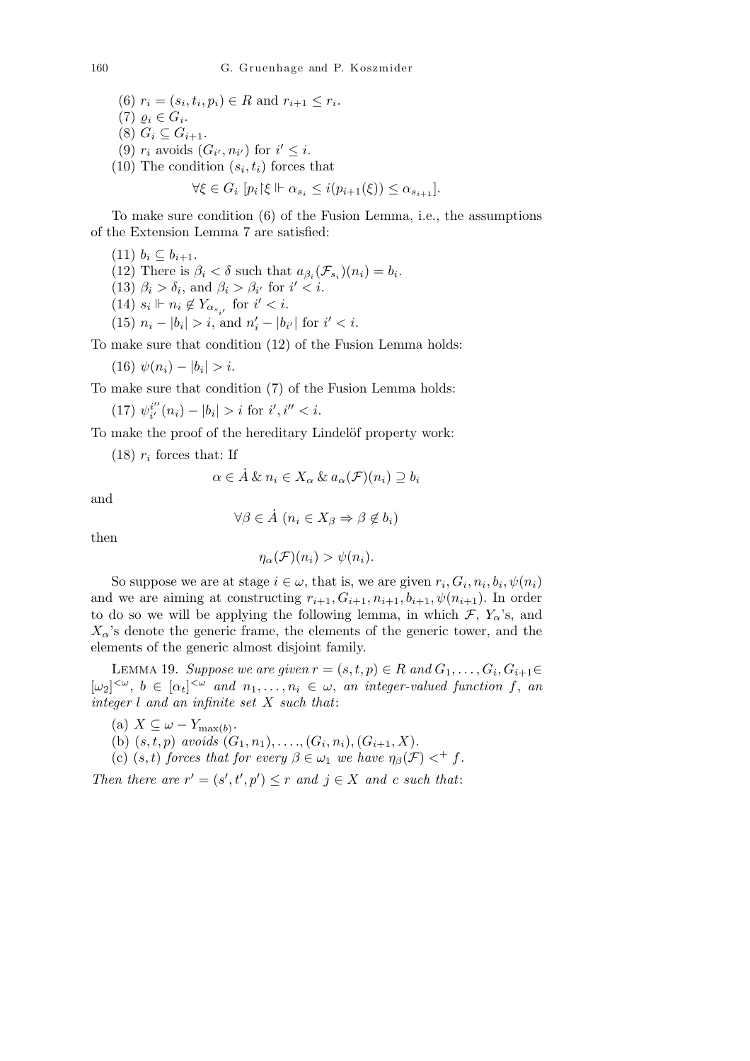(6) $r_i = (s_i, t_i, p_i) \in R$ and $r_{i+1} \le r_i$.

(7) $\varrho_i \in G_i$.

(8) $G_i \subseteq G_{i+1}$.

(9) $r_i$ avoids $(G_{i'}, n_{i'})$ for $i' \le i$.

(10) The condition $(s_i, t_i)$ forces that

$$\forall \xi \in G_i \ [p_i{\restriction}\xi \Vdash \alpha_{s_i} \le i(p_{i+1}(\xi)) \le \alpha_{s_{i+1}}].$$

To make sure condition (6) of the Fusion Lemma, i.e., the assumptions of the Extension Lemma 7 are satisfied:

(11) $b_i \subseteq b_{i+1}$.

(12) There is $\beta_i < \delta$ such that $a_{\beta_i}(\mathcal{F}_{s_i})(n_i) = b_i$.

(13) $\beta_i > \delta_i$, and $\beta_i > \beta_{i'}$ for $i' < i$.

(14) $s_i \Vdash n_i \notin Y_{\alpha_{s_{i'}}}$ for $i' < i$.

(15) $n_i - |b_i| > i$, and $n'_i - |b_{i'}|$ for $i' < i$.

To make sure that condition (12) of the Fusion Lemma holds:

(16) $\psi(n_i) - |b_i| > i$.

To make sure that condition (7) of the Fusion Lemma holds:

(17) $\psi_{i'}^{i''}(n_i) - |b_i| > i$ for $i', i'' < i$.

To make the proof of the hereditary Lindelöf property work:

(18) $r_i$ forces that: If

$$\alpha \in \dot{A} \ \& \ n_i \in X_\alpha \ \& \ a_\alpha(\mathcal{F})(n_i) \supseteq b_i$$

and

$$\forall \beta \in \dot{A} \ (n_i \in X_\beta \Rightarrow \beta \notin b_i)$$

then

$$\eta_\alpha(\mathcal{F})(n_i) > \psi(n_i).$$

So suppose we are at stage $i \in \omega$, that is, we are given $r_i, G_i, n_i, b_i, \psi(n_i)$ and we are aiming at constructing $r_{i+1}, G_{i+1}, n_{i+1}, b_{i+1}, \psi(n_{i+1})$. In order to do so we will be applying the following lemma, in which $\mathcal{F}$, $Y_\alpha$'s, and $X_\alpha$'s denote the generic frame, the elements of the generic tower, and the elements of the generic almost disjoint family.

Lemma 19. *Suppose we are given $r = (s, t, p) \in R$ and $G_1, \ldots, G_i, G_{i+1} \in [\omega_2]^{<\omega}$, $b \in [\alpha_t]^{<\omega}$ and $n_1, \ldots, n_i \in \omega$, an integer-valued function $f$, an integer $l$ and an infinite set $X$ such that*:

(a) $X \subseteq \omega - Y_{\max(b)}$.

(b) $(s, t, p)$ *avoids* $(G_1, n_1), \ldots, (G_i, n_i), (G_{i+1}, X)$.

(c) $(s, t)$ *forces that for every* $\beta \in \omega_1$ *we have* $\eta_\beta(\mathcal{F}) <^+ f$.

*Then there are $r' = (s', t', p') \le r$ and $j \in X$ and $c$ such that*: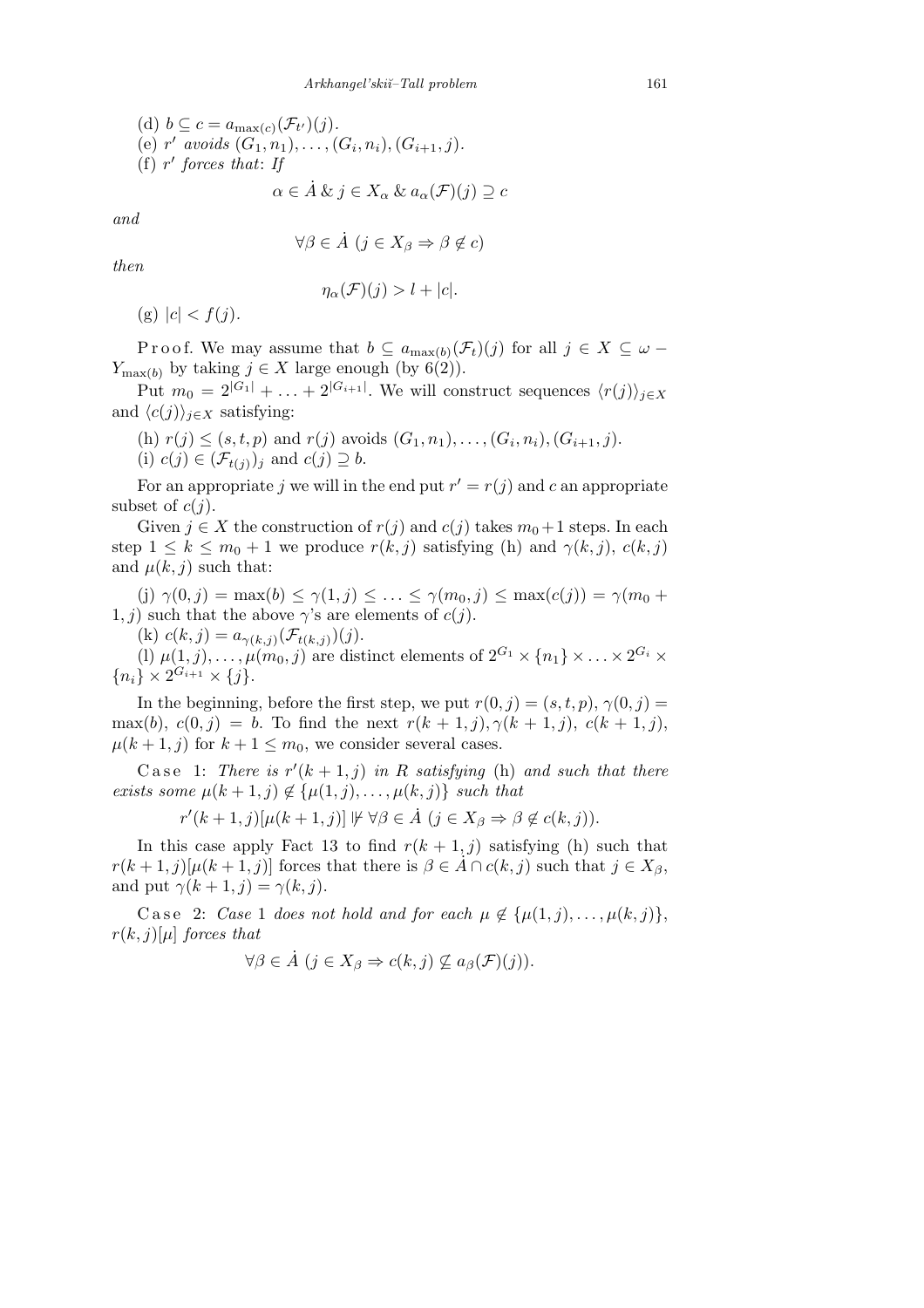(d) $b \subseteq c = a_{\max(c)}(\mathcal{F}_{t'})(j)$.

(e) $r'$ *avoids* $(G_1, n_1), \ldots, (G_i, n_i), (G_{i+1}, j)$.

(f) $r'$ *forces that*: *If*

$$\alpha \in \dot{A} \;\&\; j \in X_\alpha \;\&\; a_\alpha(\mathcal{F})(j) \supseteq c$$

*and*

$$\forall \beta \in \dot{A} \; (j \in X_\beta \Rightarrow \beta \notin c)$$

*then*

$$\eta_\alpha(\mathcal{F})(j) > l + |c|.$$

(g) $|c| < f(j)$.

Proof. We may assume that $b \subseteq a_{\max(b)}(\mathcal{F}_t)(j)$ for all $j \in X \subseteq \omega - Y_{\max(b)}$ by taking $j \in X$ large enough (by 6(2)).

Put $m_0 = 2^{|G_1|} + \ldots + 2^{|G_{i+1}|}$. We will construct sequences $\langle r(j) \rangle_{j \in X}$ and $\langle c(j) \rangle_{j \in X}$ satisfying:

(h) $r(j) \leq (s, t, p)$ and $r(j)$ avoids $(G_1, n_1), \ldots, (G_i, n_i), (G_{i+1}, j)$.

(i) $c(j) \in (\mathcal{F}_{t(j)})_j$ and $c(j) \supseteq b$.

For an appropriate $j$ we will in the end put $r' = r(j)$ and $c$ an appropriate subset of $c(j)$.

Given $j \in X$ the construction of $r(j)$ and $c(j)$ takes $m_0 + 1$ steps. In each step $1 \leq k \leq m_0 + 1$ we produce $r(k, j)$ satisfying (h) and $\gamma(k, j)$, $c(k, j)$ and $\mu(k, j)$ such that:

(j) $\gamma(0, j) = \max(b) \leq \gamma(1, j) \leq \ldots \leq \gamma(m_0, j) \leq \max(c(j)) = \gamma(m_0 + 1, j)$ such that the above $\gamma$'s are elements of $c(j)$.

(k) $c(k, j) = a_{\gamma(k,j)}(\mathcal{F}_{t(k,j)})(j)$.

(l) $\mu(1, j), \ldots, \mu(m_0, j)$ are distinct elements of $2^{G_1} \times \{n_1\} \times \ldots \times 2^{G_i} \times \{n_i\} \times 2^{G_{i+1}} \times \{j\}$.

In the beginning, before the first step, we put $r(0, j) = (s, t, p)$, $\gamma(0, j) = \max(b)$, $c(0, j) = b$. To find the next $r(k + 1, j), \gamma(k + 1, j)$, $c(k + 1, j)$, $\mu(k + 1, j)$ for $k + 1 \leq m_0$, we consider several cases.

Case 1: *There is* $r'(k + 1, j)$ *in* $R$ *satisfying* (h) *and such that there exists some* $\mu(k + 1, j) \notin \{\mu(1, j), \ldots, \mu(k, j)\}$ *such that*

$$r'(k + 1, j)[\mu(k + 1, j)] \not\Vdash \forall \beta \in \dot{A} \; (j \in X_\beta \Rightarrow \beta \notin c(k, j)).$$

In this case apply Fact 13 to find $r(k + 1, j)$ satisfying (h) such that $r(k + 1, j)[\mu(k + 1, j)]$ forces that there is $\beta \in \dot{A} \cap c(k, j)$ such that $j \in X_\beta$, and put $\gamma(k + 1, j) = \gamma(k, j)$.

Case 2: *Case* 1 *does not hold and for each* $\mu \notin \{\mu(1, j), \ldots, \mu(k, j)\}$, $r(k, j)[\mu]$ *forces that*

$$\forall \beta \in \dot{A} \; (j \in X_\beta \Rightarrow c(k, j) \not\subseteq a_\beta(\mathcal{F})(j)).$$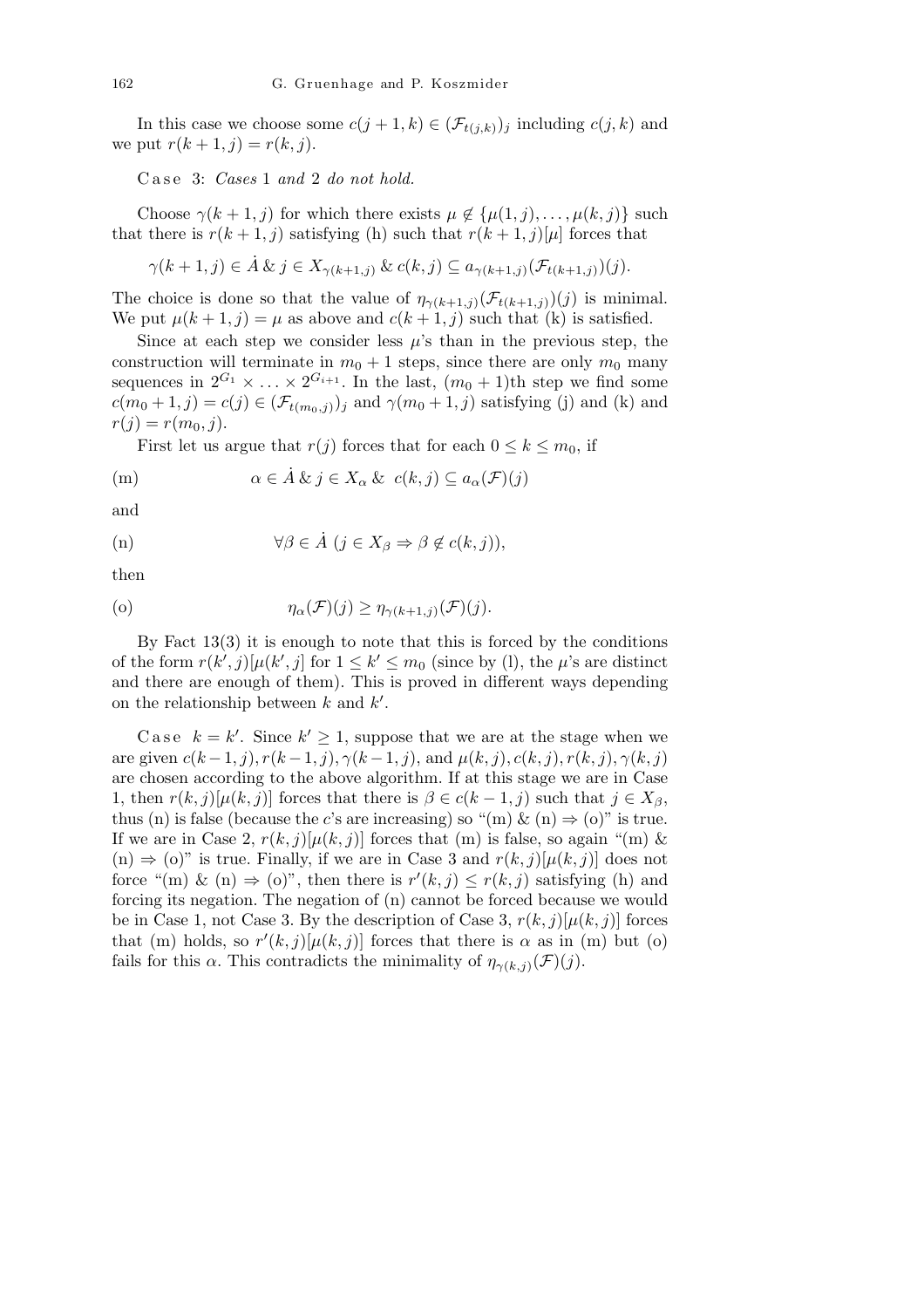In this case we choose some $c(j+1,k) \in (\mathcal{F}_{t(j,k)})_j$ including $c(j,k)$ and we put $r(k+1,j) = r(k,j)$.

Case 3: *Cases* 1 *and* 2 *do not hold.*

Choose $\gamma(k+1,j)$ for which there exists $\mu \notin \{\mu(1,j),\ldots,\mu(k,j)\}$ such that there is $r(k+1,j)$ satisfying (h) such that $r(k+1,j)[\mu]$ forces that

$$\gamma(k+1,j) \in \dot{A} \;\&\; j \in X_{\gamma(k+1,j)} \;\&\; c(k,j) \subseteq a_{\gamma(k+1,j)}(\mathcal{F}_{t(k+1,j)})(j).$$

The choice is done so that the value of $\eta_{\gamma(k+1,j)}(\mathcal{F}_{t(k+1,j)})(j)$ is minimal. We put $\mu(k+1,j) = \mu$ as above and $c(k+1,j)$ such that (k) is satisfied.

Since at each step we consider less $\mu$'s than in the previous step, the construction will terminate in $m_0+1$ steps, since there are only $m_0$ many sequences in $2^{G_1} \times \ldots \times 2^{G_{i+1}}$. In the last, $(m_0+1)$th step we find some $c(m_0+1,j) = c(j) \in (\mathcal{F}_{t(m_0,j)})_j$ and $\gamma(m_0+1,j)$ satisfying (j) and (k) and $r(j) = r(m_0,j)$.

First let us argue that $r(j)$ forces that for each $0 \le k \le m_0$, if

$$\text{(m)} \qquad \alpha \in \dot{A} \;\&\; j \in X_\alpha \;\&\; c(k,j) \subseteq a_\alpha(\mathcal{F})(j)$$

and

$$\text{(n)} \qquad \forall \beta \in \dot{A}\ (j \in X_\beta \Rightarrow \beta \notin c(k,j)),$$

then

$$\text{(o)} \qquad \eta_\alpha(\mathcal{F})(j) \ge \eta_{\gamma(k+1,j)}(\mathcal{F})(j).$$

By Fact 13(3) it is enough to note that this is forced by the conditions of the form $r(k',j)[\mu(k',j]$ for $1 \le k' \le m_0$ (since by (l), the $\mu$'s are distinct and there are enough of them). This is proved in different ways depending on the relationship between $k$ and $k'$.

Case $k = k'$. Since $k' \ge 1$, suppose that we are at the stage when we are given $c(k-1,j), r(k-1,j), \gamma(k-1,j)$, and $\mu(k,j), c(k,j), r(k,j), \gamma(k,j)$ are chosen according to the above algorithm. If at this stage we are in Case 1, then $r(k,j)[\mu(k,j)]$ forces that there is $\beta \in c(k-1,j)$ such that $j \in X_\beta$, thus (n) is false (because the $c$'s are increasing) so "(m) & (n) $\Rightarrow$ (o)" is true. If we are in Case 2, $r(k,j)[\mu(k,j)]$ forces that (m) is false, so again "(m) & (n) $\Rightarrow$ (o)" is true. Finally, if we are in Case 3 and $r(k,j)[\mu(k,j)]$ does not force "(m) & (n) $\Rightarrow$ (o)", then there is $r'(k,j) \le r(k,j)$ satisfying (h) and forcing its negation. The negation of (n) cannot be forced because we would be in Case 1, not Case 3. By the description of Case 3, $r(k,j)[\mu(k,j)]$ forces that (m) holds, so $r'(k,j)[\mu(k,j)]$ forces that there is $\alpha$ as in (m) but (o) fails for this $\alpha$. This contradicts the minimality of $\eta_{\gamma(k,j)}(\mathcal{F})(j)$.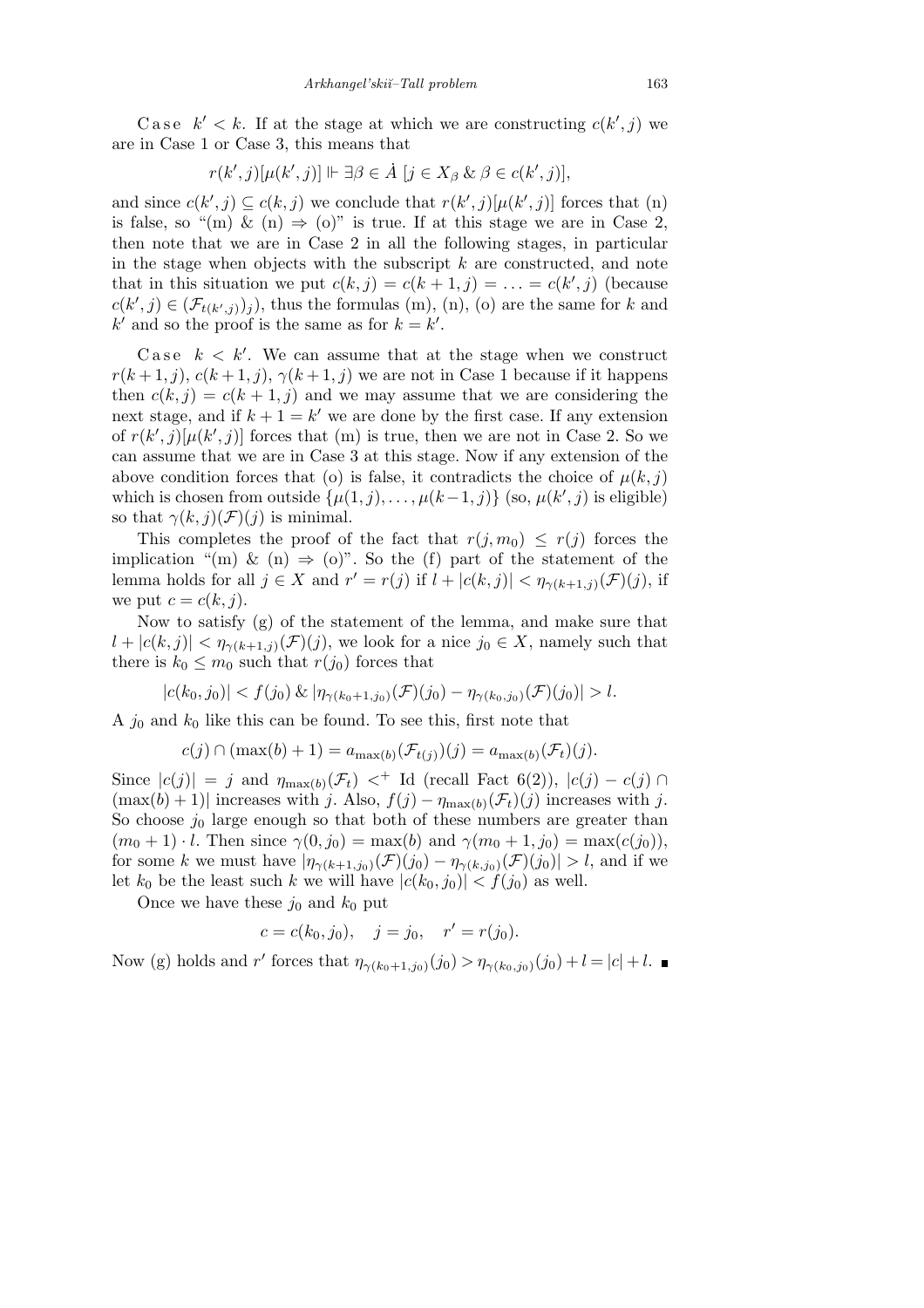Case $k' < k$. If at the stage at which we are constructing $c(k', j)$ we are in Case 1 or Case 3, this means that

$$r(k', j)[\mu(k', j)] \Vdash \exists \beta \in \dot{A}\ [j \in X_\beta \ \&\ \beta \in c(k', j)],$$

and since $c(k', j) \subseteq c(k, j)$ we conclude that $r(k', j)[\mu(k', j)]$ forces that (n) is false, so "(m) & (n) $\Rightarrow$ (o)" is true. If at this stage we are in Case 2, then note that we are in Case 2 in all the following stages, in particular in the stage when objects with the subscript $k$ are constructed, and note that in this situation we put $c(k, j) = c(k + 1, j) = \ldots = c(k', j)$ (because $c(k', j) \in (\mathcal{F}_{t(k',j)})_j$), thus the formulas (m), (n), (o) are the same for $k$ and $k'$ and so the proof is the same as for $k = k'$.

Case $k < k'$. We can assume that at the stage when we construct $r(k+1, j)$, $c(k+1, j)$, $\gamma(k+1, j)$ we are not in Case 1 because if it happens then $c(k, j) = c(k + 1, j)$ and we may assume that we are considering the next stage, and if $k + 1 = k'$ we are done by the first case. If any extension of $r(k', j)[\mu(k', j)]$ forces that (m) is true, then we are not in Case 2. So we can assume that we are in Case 3 at this stage. Now if any extension of the above condition forces that (o) is false, it contradicts the choice of $\mu(k, j)$ which is chosen from outside $\{\mu(1, j), \ldots, \mu(k-1, j)\}$ (so, $\mu(k', j)$ is eligible) so that $\gamma(k, j)(\mathcal{F})(j)$ is minimal.

This completes the proof of the fact that $r(j, m_0) \leq r(j)$ forces the implication "(m) & (n) $\Rightarrow$ (o)". So the (f) part of the statement of the lemma holds for all $j \in X$ and $r' = r(j)$ if $l + |c(k, j)| < \eta_{\gamma(k+1,j)}(\mathcal{F})(j)$, if we put $c = c(k, j)$.

Now to satisfy (g) of the statement of the lemma, and make sure that $l + |c(k, j)| < \eta_{\gamma(k+1,j)}(\mathcal{F})(j)$, we look for a nice $j_0 \in X$, namely such that there is $k_0 \leq m_0$ such that $r(j_0)$ forces that

$$|c(k_0, j_0)| < f(j_0) \ \&\ |\eta_{\gamma(k_0+1,j_0)}(\mathcal{F})(j_0) - \eta_{\gamma(k_0,j_0)}(\mathcal{F})(j_0)| > l.$$

A $j_0$ and $k_0$ like this can be found. To see this, first note that

$$c(j) \cap (\max(b) + 1) = a_{\max(b)}(\mathcal{F}_{t(j)})(j) = a_{\max(b)}(\mathcal{F}_t)(j).$$

Since $|c(j)| = j$ and $\eta_{\max(b)}(\mathcal{F}_t) <^+ \mathrm{Id}$ (recall Fact 6(2)), $|c(j) - c(j) \cap (\max(b) + 1)|$ increases with $j$. Also, $f(j) - \eta_{\max(b)}(\mathcal{F}_t)(j)$ increases with $j$. So choose $j_0$ large enough so that both of these numbers are greater than $(m_0 + 1) \cdot l$. Then since $\gamma(0, j_0) = \max(b)$ and $\gamma(m_0 + 1, j_0) = \max(c(j_0))$, for some $k$ we must have $|\eta_{\gamma(k+1,j_0)}(\mathcal{F})(j_0) - \eta_{\gamma(k,j_0)}(\mathcal{F})(j_0)| > l$, and if we let $k_0$ be the least such $k$ we will have $|c(k_0, j_0)| < f(j_0)$ as well.

Once we have these $j_0$ and $k_0$ put

$$c = c(k_0, j_0), \quad j = j_0, \quad r' = r(j_0).$$

Now (g) holds and $r'$ forces that $\eta_{\gamma(k_0+1,j_0)}(j_0) > \eta_{\gamma(k_0,j_0)}(j_0) + l = |c| + l$. ∎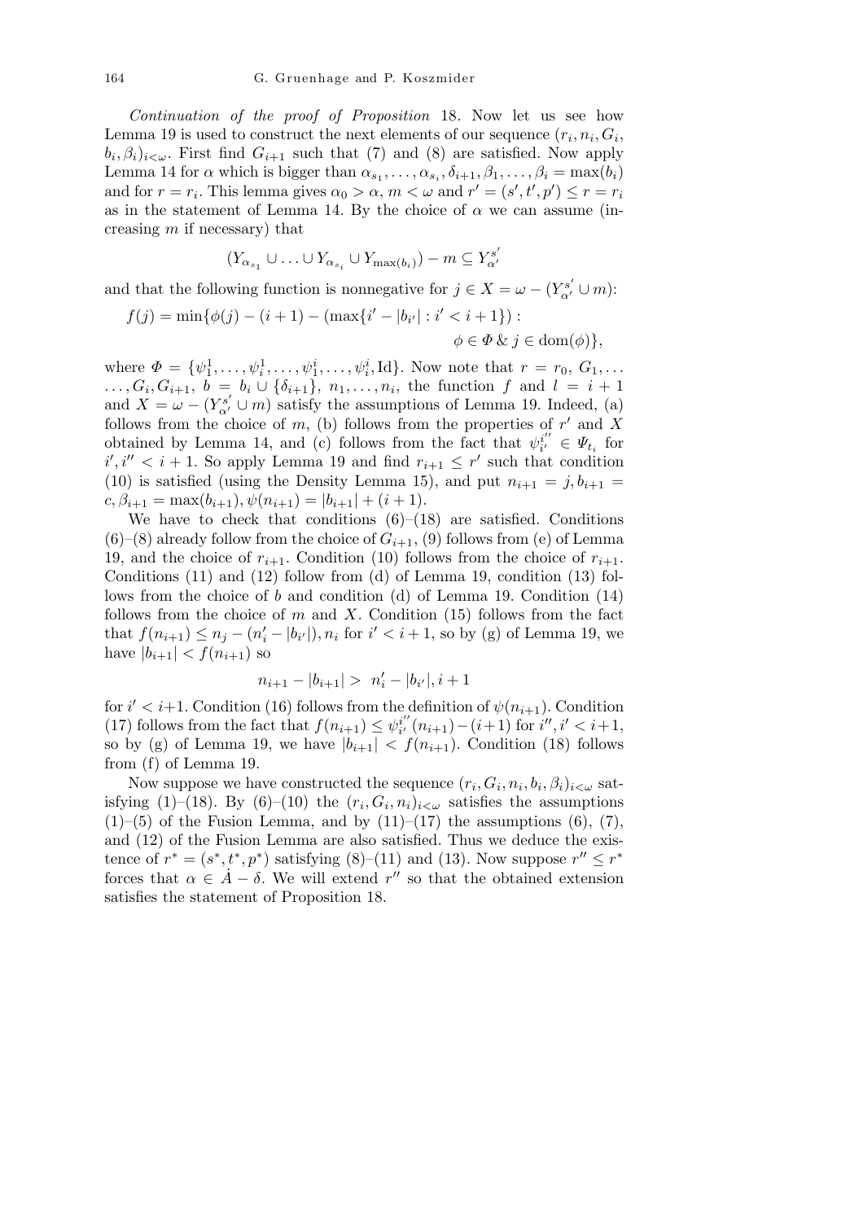*Continuation of the proof of Proposition* 18. Now let us see how Lemma 19 is used to construct the next elements of our sequence $(r_i, n_i, G_i, b_i, \beta_i)_{i<\omega}$. First find $G_{i+1}$ such that (7) and (8) are satisfied. Now apply Lemma 14 for $\alpha$ which is bigger than $\alpha_{s_1}, \ldots, \alpha_{s_i}, \delta_{i+1}, \beta_1, \ldots, \beta_i = \max(b_i)$ and for $r = r_i$. This lemma gives $\alpha_0 > \alpha$, $m < \omega$ and $r' = (s', t', p') \le r = r_i$ as in the statement of Lemma 14. By the choice of $\alpha$ we can assume (increasing $m$ if necessary) that

$$(Y_{\alpha_{s_1}} \cup \ldots \cup Y_{\alpha_{s_i}} \cup Y_{\max(b_i)}) - m \subseteq Y^{s'}_{\alpha'}$$

and that the following function is nonnegative for $j \in X = \omega - (Y^{s'}_{\alpha'} \cup m)$:

$$f(j) = \min\{\phi(j) - (i+1) - (\max\{i' - |b_{i'}| : i' < i+1\}) : \phi \in \Phi \;\&\; j \in \mathrm{dom}(\phi)\},$$

where $\Phi = \{\psi^1_1, \ldots, \psi^1_i, \ldots, \psi^i_1, \ldots, \psi^i_i, \mathrm{Id}\}$. Now note that $r = r_0$, $G_1, \ldots, G_i, G_{i+1}$, $b = b_i \cup \{\delta_{i+1}\}$, $n_1, \ldots, n_i$, the function $f$ and $l = i+1$ and $X = \omega - (Y^{s'}_{\alpha'} \cup m)$ satisfy the assumptions of Lemma 19. Indeed, (a) follows from the choice of $m$, (b) follows from the properties of $r'$ and $X$ obtained by Lemma 14, and (c) follows from the fact that $\psi^{i''}_{i'} \in \Psi_{t_i}$ for $i', i'' < i+1$. So apply Lemma 19 and find $r_{i+1} \le r'$ such that condition (10) is satisfied (using the Density Lemma 15), and put $n_{i+1} = j, b_{i+1} = c, \beta_{i+1} = \max(b_{i+1}), \psi(n_{i+1}) = |b_{i+1}| + (i+1)$.

We have to check that conditions (6)–(18) are satisfied. Conditions (6)–(8) already follow from the choice of $G_{i+1}$, (9) follows from (e) of Lemma 19, and the choice of $r_{i+1}$. Condition (10) follows from the choice of $r_{i+1}$. Conditions (11) and (12) follow from (d) of Lemma 19, condition (13) follows from the choice of $b$ and condition (d) of Lemma 19. Condition (14) follows from the choice of $m$ and $X$. Condition (15) follows from the fact that $f(n_{i+1}) \le n_j - (n'_i - |b_{i'}|), n_i$ for $i' < i+1$, so by (g) of Lemma 19, we have $|b_{i+1}| < f(n_{i+1})$ so

$$n_{i+1} - |b_{i+1}| > \; n'_i - |b_{i'}|, i+1$$

for $i' < i+1$. Condition (16) follows from the definition of $\psi(n_{i+1})$. Condition (17) follows from the fact that $f(n_{i+1}) \le \psi^{i''}_{i'}(n_{i+1}) - (i+1)$ for $i'', i' < i+1$, so by (g) of Lemma 19, we have $|b_{i+1}| < f(n_{i+1})$. Condition (18) follows from (f) of Lemma 19.

Now suppose we have constructed the sequence $(r_i, G_i, n_i, b_i, \beta_i)_{i<\omega}$ satisfying (1)–(18). By (6)–(10) the $(r_i, G_i, n_i)_{i<\omega}$ satisfies the assumptions (1)–(5) of the Fusion Lemma, and by (11)–(17) the assumptions (6), (7), and (12) of the Fusion Lemma are also satisfied. Thus we deduce the existence of $r^* = (s^*, t^*, p^*)$ satisfying (8)–(11) and (13). Now suppose $r'' \le r^*$ forces that $\alpha \in \dot{A} - \delta$. We will extend $r''$ so that the obtained extension satisfies the statement of Proposition 18.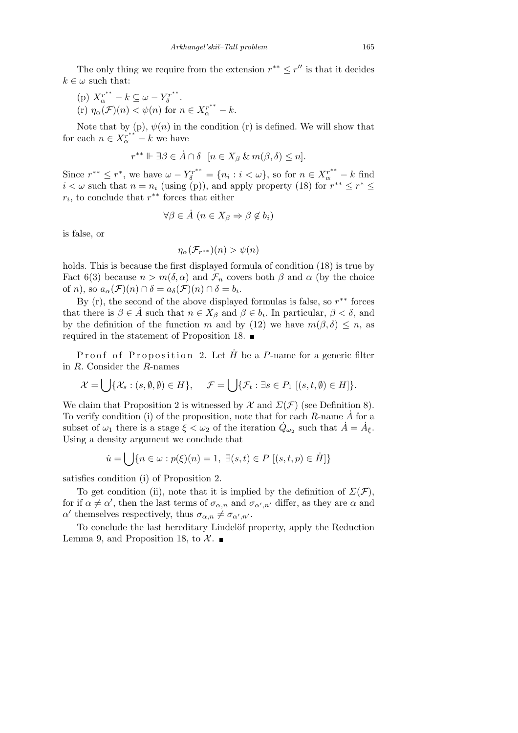The only thing we require from the extension $r^{**} \leq r''$ is that it decides $k \in \omega$ such that:

(p) $X_\alpha^{r^{**}} - k \subseteq \omega - Y_\delta^{r^{**}}$.
(r) $\eta_\alpha(\mathcal{F})(n) < \psi(n)$ for $n \in X_\alpha^{r^{**}} - k$.

Note that by (p), $\psi(n)$ in the condition (r) is defined. We will show that for each $n \in X_\alpha^{r^{**}} - k$ we have

$$r^{**} \Vdash \exists \beta \in \dot{A} \cap \delta \ \ [n \in X_\beta \ \& \ m(\beta, \delta) \leq n].$$

Since $r^{**} \leq r^*$, we have $\omega - Y_\delta^{r^{**}} = \{n_i : i < \omega\}$, so for $n \in X_\alpha^{r^{**}} - k$ find $i < \omega$ such that $n = n_i$ (using (p)), and apply property (18) for $r^{**} \leq r^* \leq r_i$, to conclude that $r^{**}$ forces that either

$$\forall \beta \in \dot{A} \ (n \in X_\beta \Rightarrow \beta \notin b_i)$$

is false, or

$$\eta_\alpha(\mathcal{F}_{r^{**}})(n) > \psi(n)$$

holds. This is because the first displayed formula of condition (18) is true by Fact 6(3) because $n > m(\delta, \alpha)$ and $\mathcal{F}_n$ covers both $\beta$ and $\alpha$ (by the choice of $n$), so $a_\alpha(\mathcal{F})(n) \cap \delta = a_\delta(\mathcal{F})(n) \cap \delta = b_i$.

By (r), the second of the above displayed formulas is false, so $r^{**}$ forces that there is $\beta \in \dot{A}$ such that $n \in X_\beta$ and $\beta \in b_i$. In particular, $\beta < \delta$, and by the definition of the function $m$ and by (12) we have $m(\beta, \delta) \leq n$, as required in the statement of Proposition 18. ∎

P r o o f  o f  P r o p o s i t i o n  2. Let $\dot{H}$ be a $P$-name for a generic filter in $R$. Consider the $R$-names

$$\mathcal{X} = \bigcup \{\mathcal{X}_s : (s, \emptyset, \emptyset) \in H\}, \quad \mathcal{F} = \bigcup \{\mathcal{F}_t : \exists s \in P_1 \ [(s, t, \emptyset) \in H]\}.$$

We claim that Proposition 2 is witnessed by $\mathcal{X}$ and $\Sigma(\mathcal{F})$ (see Definition 8). To verify condition (i) of the proposition, note that for each $R$-name $\dot{A}$ for a subset of $\omega_1$ there is a stage $\xi < \omega_2$ of the iteration $\dot{Q}_{\omega_2}$ such that $\dot{A} = \dot{A}_\xi$. Using a density argument we conclude that

$$\dot{u} = \bigcup \{n \in \omega : p(\xi)(n) = 1, \ \exists (s, t) \in P \ [(s, t, p) \in \dot{H}]\}$$

satisfies condition (i) of Proposition 2.

To get condition (ii), note that it is implied by the definition of $\Sigma(\mathcal{F})$, for if $\alpha \neq \alpha'$, then the last terms of $\sigma_{\alpha,n}$ and $\sigma_{\alpha',n'}$ differ, as they are $\alpha$ and $\alpha'$ themselves respectively, thus $\sigma_{\alpha,n} \neq \sigma_{\alpha',n'}$.

To conclude the last hereditary Lindelöf property, apply the Reduction Lemma 9, and Proposition 18, to $\mathcal{X}$. ∎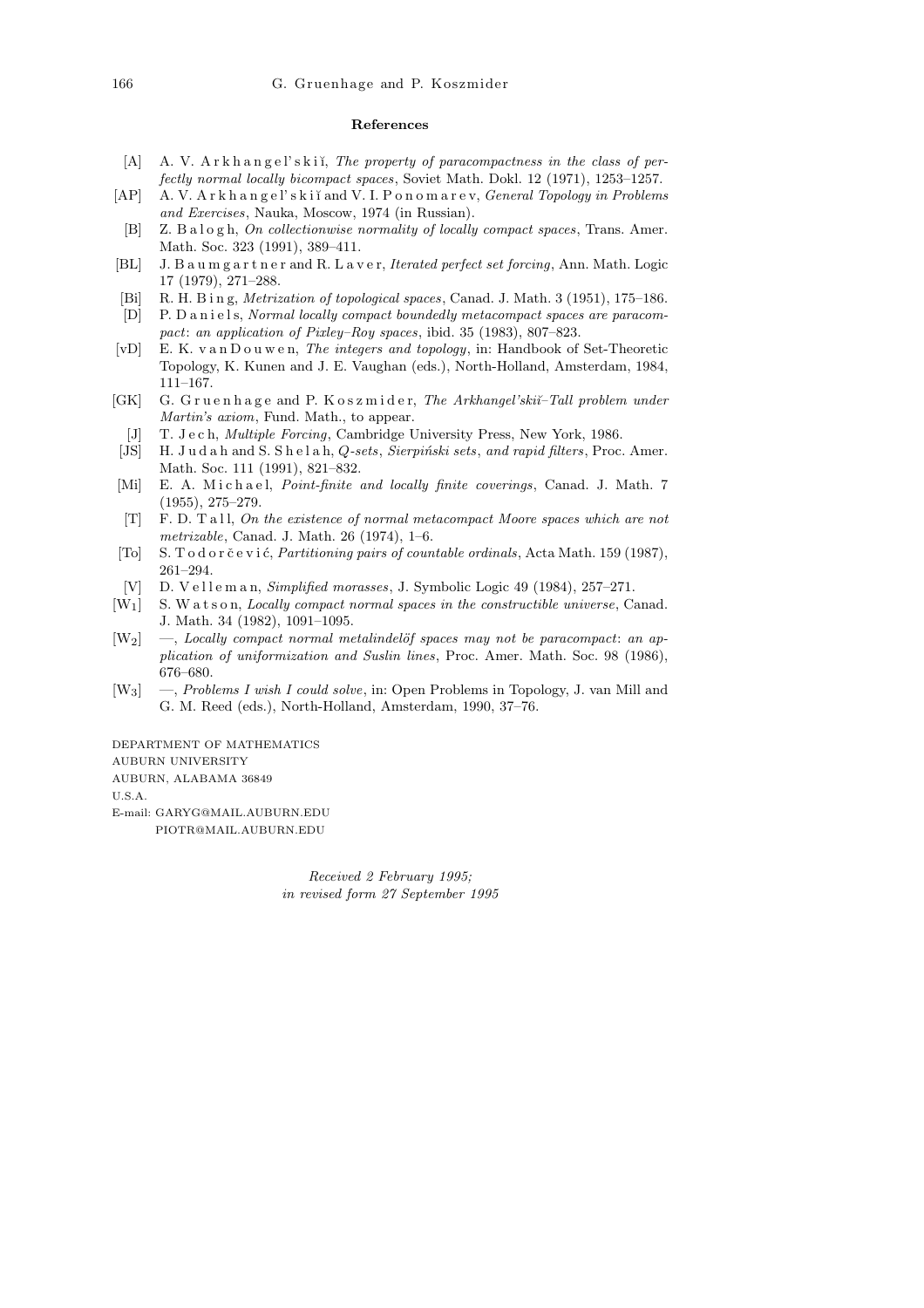## References

[A] A. V. Arkhangel'skiĭ, *The property of paracompactness in the class of perfectly normal locally bicompact spaces*, Soviet Math. Dokl. 12 (1971), 1253–1257.

[AP] A. V. Arkhangel'skiĭ and V. I. Ponomarev, *General Topology in Problems and Exercises*, Nauka, Moscow, 1974 (in Russian).

[B] Z. Balogh, *On collectionwise normality of locally compact spaces*, Trans. Amer. Math. Soc. 323 (1991), 389–411.

[BL] J. Baumgartner and R. Laver, *Iterated perfect set forcing*, Ann. Math. Logic 17 (1979), 271–288.

[Bi] R. H. Bing, *Metrization of topological spaces*, Canad. J. Math. 3 (1951), 175–186.

[D] P. Daniels, *Normal locally compact boundedly metacompact spaces are paracompact: an application of Pixley–Roy spaces*, ibid. 35 (1983), 807–823.

[vD] E. K. van Douwen, *The integers and topology*, in: Handbook of Set-Theoretic Topology, K. Kunen and J. E. Vaughan (eds.), North-Holland, Amsterdam, 1984, 111–167.

[GK] G. Gruenhage and P. Koszmider, *The Arkhangel'skiĭ–Tall problem under Martin's axiom*, Fund. Math., to appear.

[J] T. Jech, *Multiple Forcing*, Cambridge University Press, New York, 1986.

[JS] H. Judah and S. Shelah, *Q-sets, Sierpiński sets, and rapid filters*, Proc. Amer. Math. Soc. 111 (1991), 821–832.

[Mi] E. A. Michael, *Point-finite and locally finite coverings*, Canad. J. Math. 7 (1955), 275–279.

[T] F. D. Tall, *On the existence of normal metacompact Moore spaces which are not metrizable*, Canad. J. Math. 26 (1974), 1–6.

[To] S. Todorčević, *Partitioning pairs of countable ordinals*, Acta Math. 159 (1987), 261–294.

[V] D. Velleman, *Simplified morasses*, J. Symbolic Logic 49 (1984), 257–271.

[$W_1$] S. Watson, *Locally compact normal spaces in the constructible universe*, Canad. J. Math. 34 (1982), 1091–1095.

[$W_2$] —, *Locally compact normal metalindelöf spaces may not be paracompact: an application of uniformization and Suslin lines*, Proc. Amer. Math. Soc. 98 (1986), 676–680.

[$W_3$] —, *Problems I wish I could solve*, in: Open Problems in Topology, J. van Mill and G. M. Reed (eds.), North-Holland, Amsterdam, 1990, 37–76.

DEPARTMENT OF MATHEMATICS
AUBURN UNIVERSITY
AUBURN, ALABAMA 36849
U.S.A.
E-mail: GARYG@MAIL.AUBURN.EDU
PIOTR@MAIL.AUBURN.EDU

*Received 2 February 1995;*
*in revised form 27 September 1995*